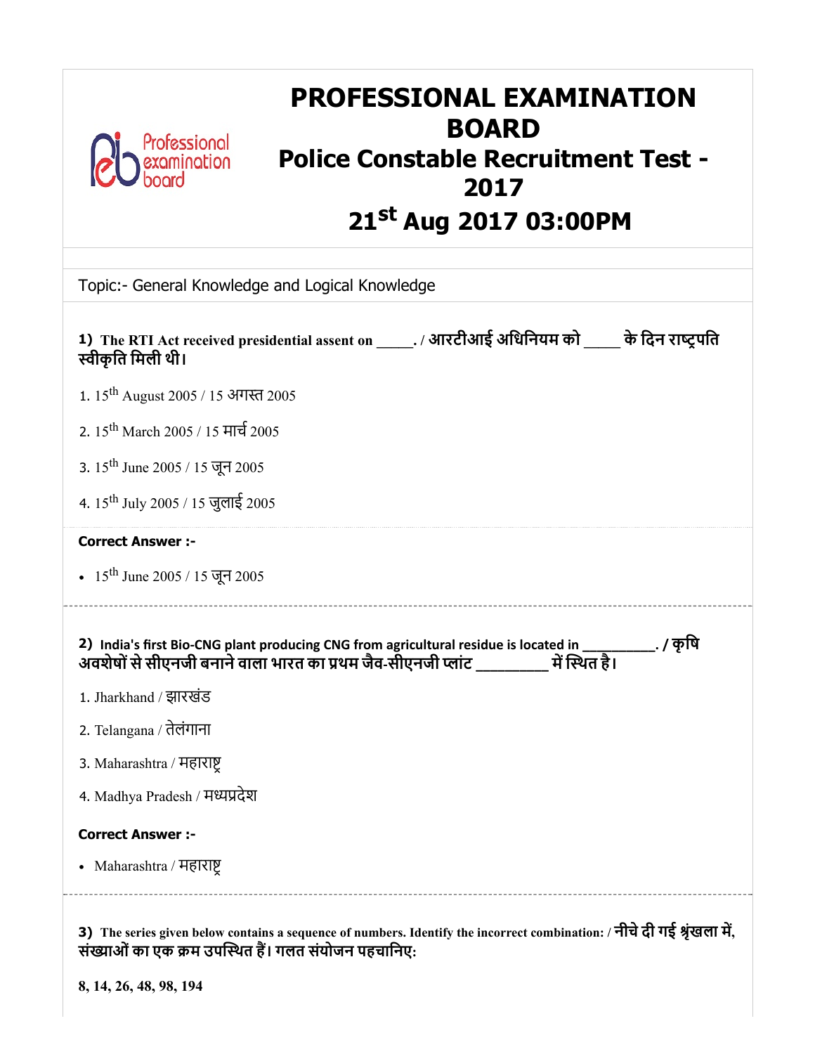# PROFESSIONAL EXAMINATION BOARD

## Police Constable Recruitment Test - 2017

## 21st Aug 2017 03:00PM

Topic:- General Knowledge and Logical Knowledge

**1) The RTI Act received presidential assent on _____. / आरटीआई अधिनियम को _____ के दिन राष्ट्रपति स्वीकृति मिली थी।**

1. 15th August 2005 / 15 अगस्त 2005

2. 15th March 2005 / 15 मार्च 2005

3. 15th June 2005 / 15 जून 2005

4. 15th July 2005 / 15 जुलाई 2005

**Correct Answer :-**

- 15th June 2005 / 15 जून 2005

**2) India's first Bio-CNG plant producing CNG from agricultural residue is located in __________. / कृषि अवशेषों से सीएनजी बनाने वाला भारत का प्रथम जैव-सीएनजी प्लांट _________ में स्थित है।**

1. Jharkhand / झारखंड

2. Telangana / तेलंगाना

3. Maharashtra / महाराष्ट्र

4. Madhya Pradesh / मध्यप्रदेश

**Correct Answer :-**

- Maharashtra / महाराष्ट्र

**3) The series given below contains a sequence of numbers. Identify the incorrect combination: / नीचे दी गई श्रृंखला में, संख्याओं का एक क्रम उपस्थित हैं। गलत संयोजन पहचानिए:**

**8, 14, 26, 48, 98, 194**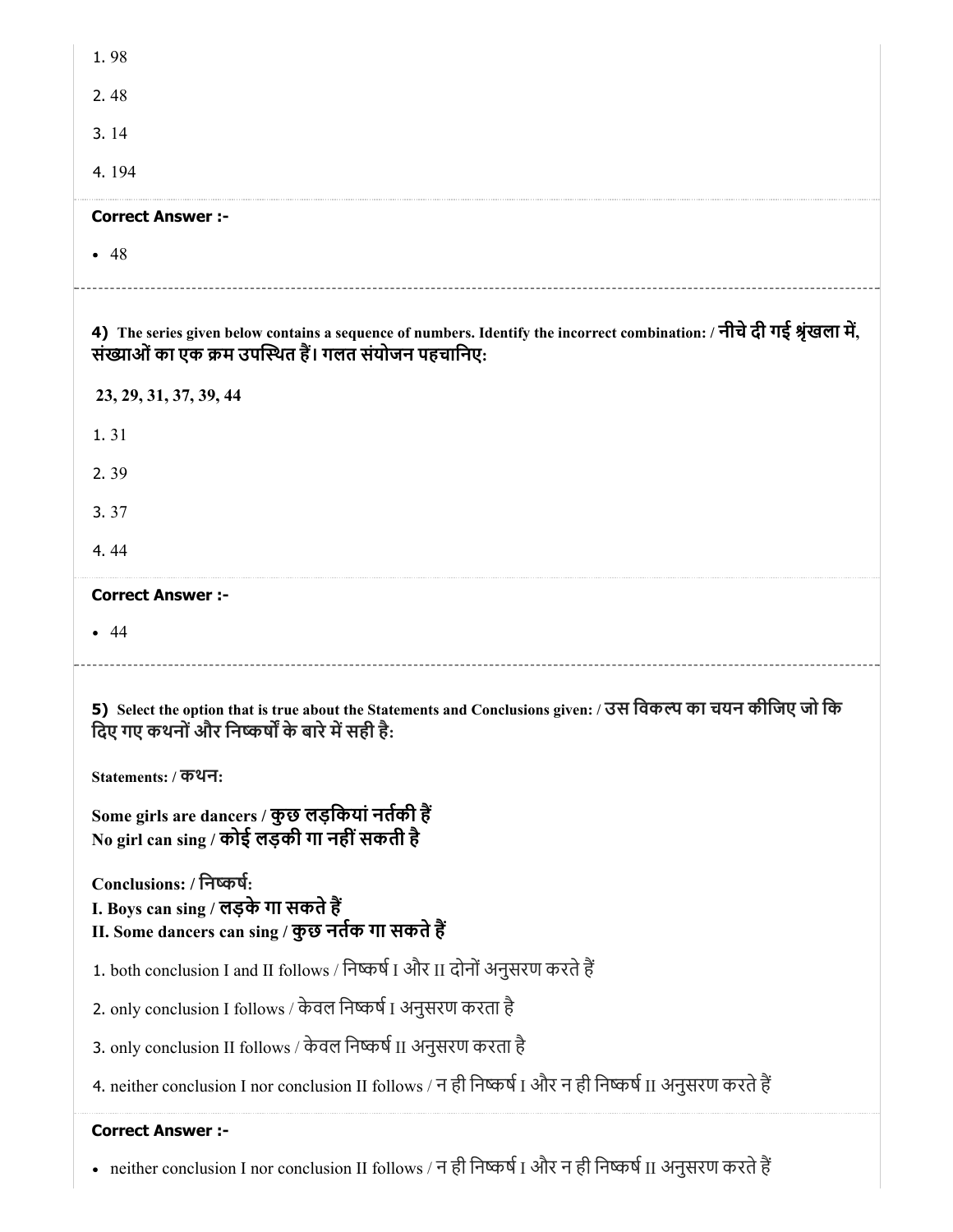1. 98

2. 48

3. 14

4. 194

**Correct Answer :-**

- 48

---

**4)** **The series given below contains a sequence of numbers. Identify the incorrect combination: / नीचे दी गई श्रृंखला में, संख्याओं का एक क्रम उपस्थित हैं। गलत संयोजन पहचानिए:**

**23, 29, 31, 37, 39, 44**

1. 31

2. 39

3. 37

4. 44

**Correct Answer :-**

- 44

---

**5)** **Select the option that is true about the Statements and Conclusions given: / उस विकल्प का चयन कीजिए जो कि दिए गए कथनों और निष्कर्षों के बारे में सही है:**

**Statements: / कथन:**

**Some girls are dancers / कुछ लड़कियां नर्तकी हैं**
**No girl can sing / कोई लड़की गा नहीं सकती है**

**Conclusions: / निष्कर्ष:**
**I. Boys can sing / लड़के गा सकते हैं**
**II. Some dancers can sing / कुछ नर्तक गा सकते हैं**

1. both conclusion I and II follows / निष्कर्ष I और II दोनों अनुसरण करते हैं

2. only conclusion I follows / केवल निष्कर्ष I अनुसरण करता है

3. only conclusion II follows / केवल निष्कर्ष II अनुसरण करता है

4. neither conclusion I nor conclusion II follows / न ही निष्कर्ष I और न ही निष्कर्ष II अनुसरण करते हैं

**Correct Answer :-**

- neither conclusion I nor conclusion II follows / न ही निष्कर्ष I और न ही निष्कर्ष II अनुसरण करते हैं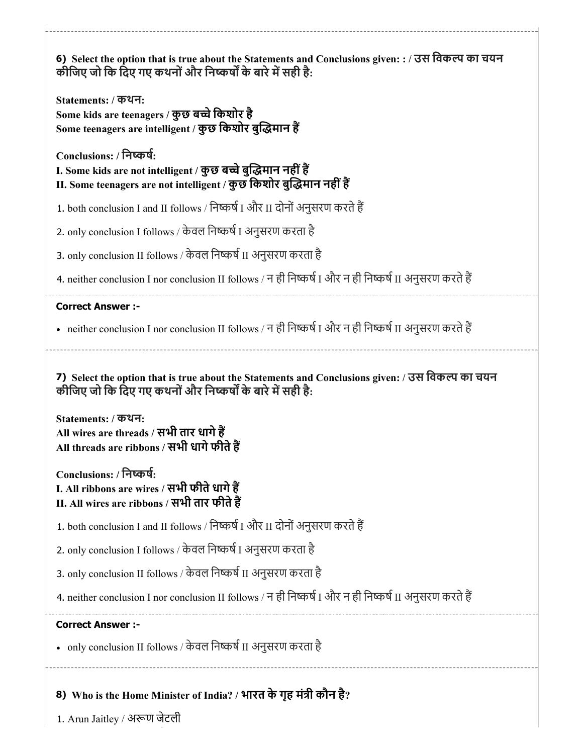**6) Select the option that is true about the Statements and Conclusions given: : / उस विकल्प का चयन कीजिए जो कि दिए गए कथनों और निष्कर्षों के बारे में सही है:**

**Statements: / कथन:**
**Some kids are teenagers / कुछ बच्चे किशोर है**
**Some teenagers are intelligent / कुछ किशोर बुद्धिमान हैं**

**Conclusions: / निष्कर्ष:**
**I. Some kids are not intelligent / कुछ बच्चे बुद्धिमान नहीं हैं**
**II. Some teenagers are not intelligent / कुछ किशोर बुद्धिमान नहीं हैं**

1. both conclusion I and II follows / निष्कर्ष I और II दोनों अनुसरण करते हैं
2. only conclusion I follows / केवल निष्कर्ष I अनुसरण करता है
3. only conclusion II follows / केवल निष्कर्ष II अनुसरण करता है
4. neither conclusion I nor conclusion II follows / न ही निष्कर्ष I और न ही निष्कर्ष II अनुसरण करते हैं

**Correct Answer :-**

- neither conclusion I nor conclusion II follows / न ही निष्कर्ष I और न ही निष्कर्ष II अनुसरण करते हैं

---

**7) Select the option that is true about the Statements and Conclusions given: / उस विकल्प का चयन कीजिए जो कि दिए गए कथनों और निष्कर्षों के बारे में सही है:**

**Statements: / कथन:**
**All wires are threads / सभी तार धागे हैं**
**All threads are ribbons / सभी धागे फीते हैं**

**Conclusions: / निष्कर्ष:**
**I. All ribbons are wires / सभी फीते धागे हैं**
**II. All wires are ribbons / सभी तार फीते हैं**

1. both conclusion I and II follows / निष्कर्ष I और II दोनों अनुसरण करते हैं
2. only conclusion I follows / केवल निष्कर्ष I अनुसरण करता है
3. only conclusion II follows / केवल निष्कर्ष II अनुसरण करता है
4. neither conclusion I nor conclusion II follows / न ही निष्कर्ष I और न ही निष्कर्ष II अनुसरण करते हैं

**Correct Answer :-**

- only conclusion II follows / केवल निष्कर्ष II अनुसरण करता है

---

**8) Who is the Home Minister of India? / भारत के गृह मंत्री कौन है?**

1. Arun Jaitley / अरूण जेटली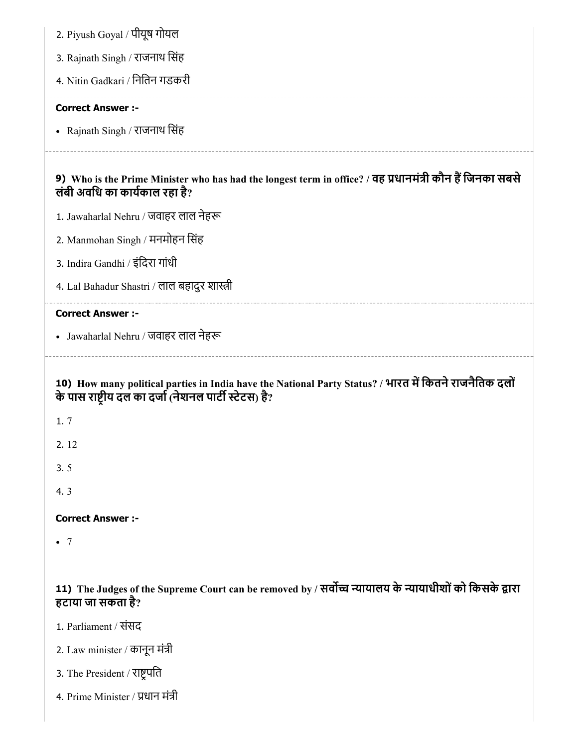2. Piyush Goyal / पीयूष गोयल

3. Rajnath Singh / राजनाथ सिंह

4. Nitin Gadkari / नितिन गडकरी

**Correct Answer :-**

- Rajnath Singh / राजनाथ सिंह

---

**9) Who is the Prime Minister who has had the longest term in office? / वह प्रधानमंत्री कौन हैं जिनका सबसे लंबी अवधि का कार्यकाल रहा है?**

1. Jawaharlal Nehru / जवाहर लाल नेहरू

2. Manmohan Singh / मनमोहन सिंह

3. Indira Gandhi / इंदिरा गांधी

4. Lal Bahadur Shastri / लाल बहादुर शास्त्री

**Correct Answer :-**

- Jawaharlal Nehru / जवाहर लाल नेहरू

---

**10) How many political parties in India have the National Party Status? / भारत में कितने राजनैतिक दलों के पास राष्ट्रीय दल का दर्जा (नेशनल पार्टी स्टेटस) है?**

1. 7

2. 12

3. 5

4. 3

**Correct Answer :-**

- 7

**11) The Judges of the Supreme Court can be removed by / सर्वोच्च न्यायालय के न्यायाधीशों को किसके द्वारा हटाया जा सकता है?**

1. Parliament / संसद

2. Law minister / कानून मंत्री

3. The President / राष्ट्रपति

4. Prime Minister / प्रधान मंत्री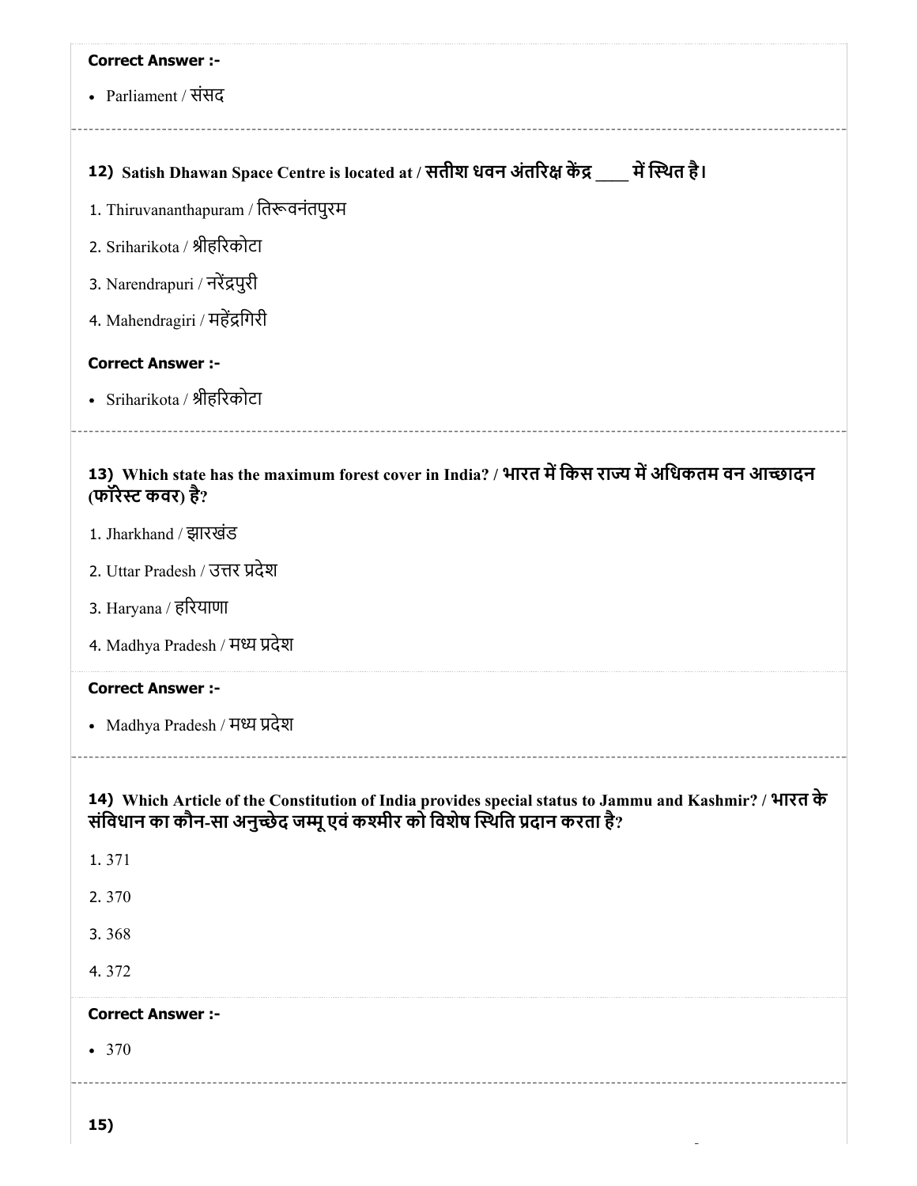**Correct Answer :-**

- Parliament / संसद

---

**12) Satish Dhawan Space Centre is located at / सतीश धवन अंतरिक्ष केंद्र ____ में स्थित है।**

1. Thiruvananthapuram / तिरूवनंतपुरम
2. Sriharikota / श्रीहरिकोटा
3. Narendrapuri / नरेंद्रपुरी
4. Mahendragiri / महेंद्रगिरी

**Correct Answer :-**

- Sriharikota / श्रीहरिकोटा

---

**13) Which state has the maximum forest cover in India? / भारत में किस राज्य में अधिकतम वन आच्छादन (फॉरेस्ट कवर) है?**

1. Jharkhand / झारखंड
2. Uttar Pradesh / उत्तर प्रदेश
3. Haryana / हरियाणा
4. Madhya Pradesh / मध्य प्रदेश

**Correct Answer :-**

- Madhya Pradesh / मध्य प्रदेश

---

**14) Which Article of the Constitution of India provides special status to Jammu and Kashmir? / भारत के संविधान का कौन-सा अनुच्छेद जम्मू एवं कश्मीर को विशेष स्थिति प्रदान करता है?**

1. 371
2. 370
3. 368
4. 372

**Correct Answer :-**

- 370

---

**15)**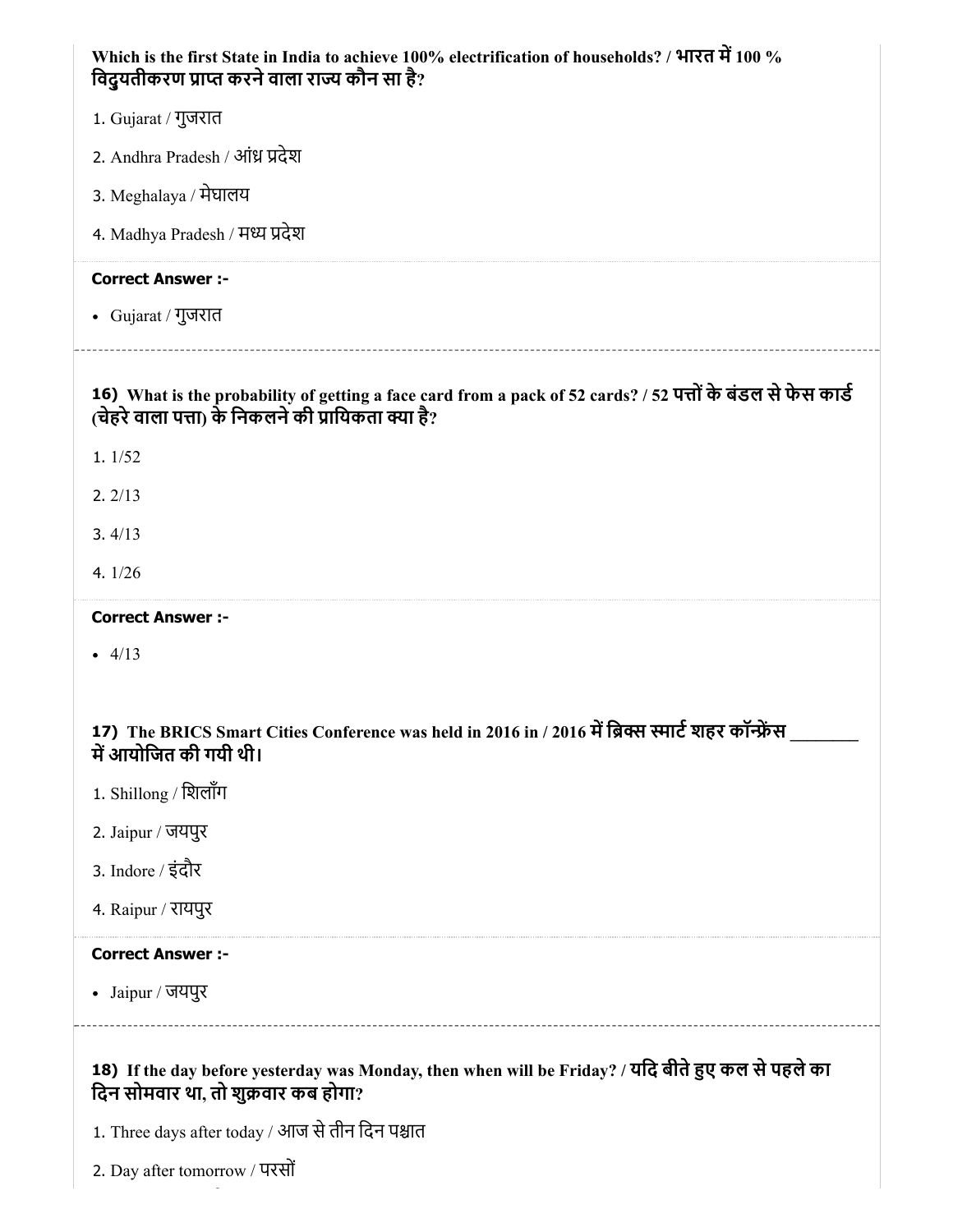**Which is the first State in India to achieve 100% electrification of households? / भारत में 100 % विदुयतीकरण प्राप्त करने वाला राज्य कौन सा है?**

1. Gujarat / गुजरात
2. Andhra Pradesh / आंध्र प्रदेश
3. Meghalaya / मेघालय
4. Madhya Pradesh / मध्य प्रदेश

**Correct Answer :-**

- Gujarat / गुजरात

---

**16) What is the probability of getting a face card from a pack of 52 cards? / 52 पत्तों के बंडल से फेस कार्ड (चेहरे वाला पत्ता) के निकलने की प्रायिकता क्या है?**

1. 1/52
2. 2/13
3. 4/13
4. 1/26

**Correct Answer :-**

- 4/13

---

**17) The BRICS Smart Cities Conference was held in 2016 in / 2016 में ब्रिक्स स्मार्ट शहर कॉन्फ्रेंस ________ में आयोजित की गयी थी।**

1. Shillong / शिलाँग
2. Jaipur / जयपुर
3. Indore / इंदौर
4. Raipur / रायपुर

**Correct Answer :-**

- Jaipur / जयपुर

---

**18) If the day before yesterday was Monday, then when will be Friday? / यदि बीते हुए कल से पहले का दिन सोमवार था, तो शुक्रवार कब होगा?**

1. Three days after today / आज से तीन दिन पश्चात
2. Day after tomorrow / परसों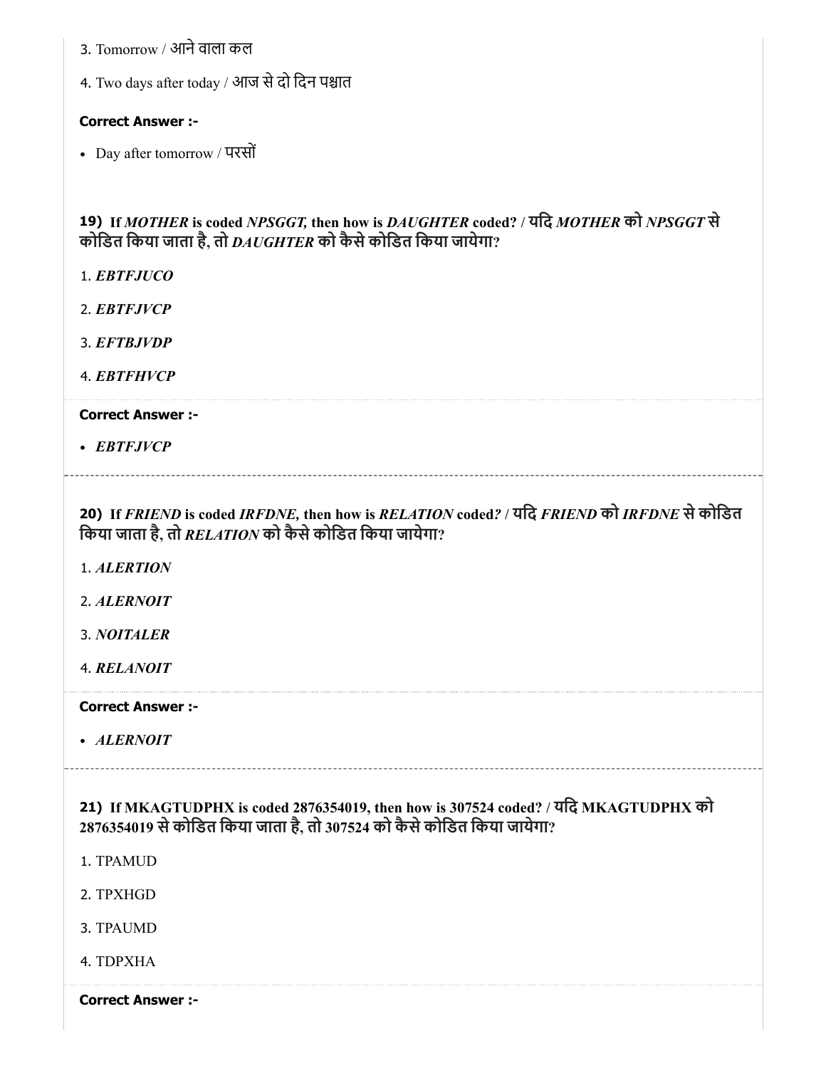3. Tomorrow / आने वाला कल

4. Two days after today / आज से दो दिन पश्चात

**Correct Answer :-**

- Day after tomorrow / परसों

**19) If *MOTHER* is coded *NPSGGT,* then how is *DAUGHTER* coded? / यदि *MOTHER* को *NPSGGT* से कोडित किया जाता है, तो *DAUGHTER* को कैसे कोडित किया जायेगा?**

1. ***EBTFJUCO***

2. ***EBTFJVCP***

3. ***EFTBJVDP***

4. ***EBTFHVCP***

**Correct Answer :-**

- ***EBTFJVCP***

**20) If *FRIEND* is coded *IRFDNE,* then how is *RELATION* coded? / यदि *FRIEND* को *IRFDNE* से कोडित किया जाता है, तो *RELATION* को कैसे कोडित किया जायेगा?**

1. ***ALERTION***

2. ***ALERNOIT***

3. ***NOITALER***

4. ***RELANOIT***

**Correct Answer :-**

- ***ALERNOIT***

**21) If MKAGTUDPHX is coded 2876354019, then how is 307524 coded? / यदि MKAGTUDPHX को 2876354019 से कोडित किया जाता है, तो 307524 को कैसे कोडित किया जायेगा?**

1. TPAMUD

2. TPXHGD

3. TPAUMD

4. TDPXHA

**Correct Answer :-**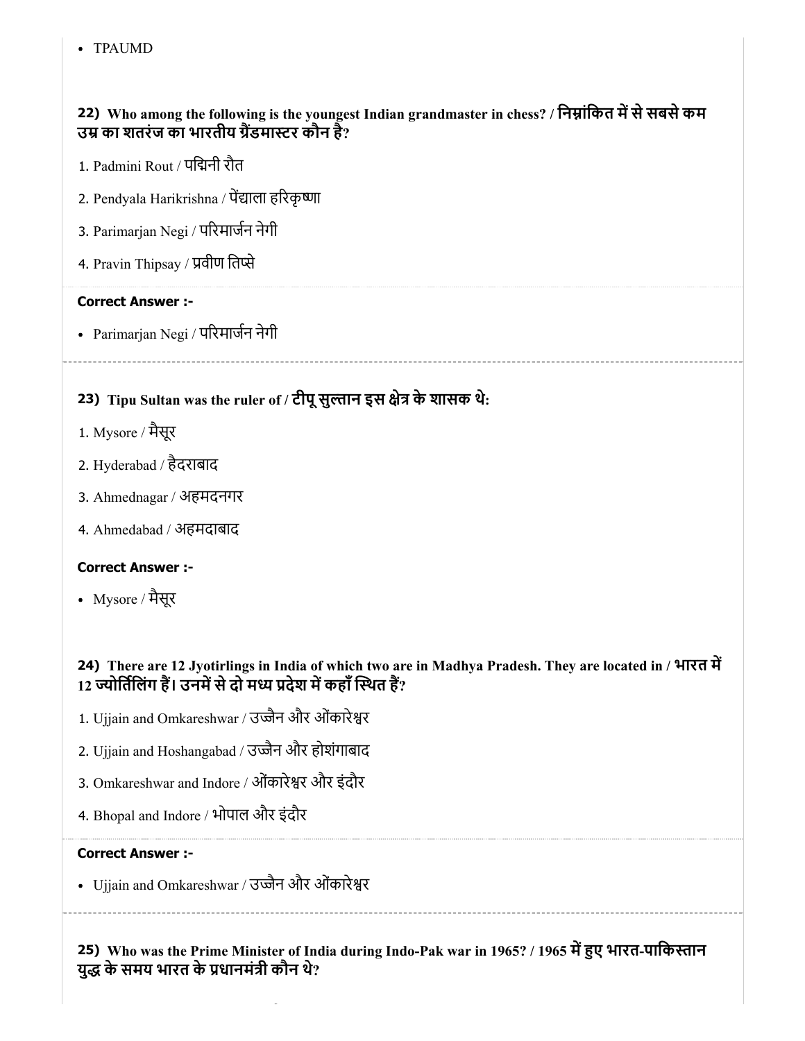- TPAUMD

**22) Who among the following is the youngest Indian grandmaster in chess? / निम्नांकित में से सबसे कम उम्र का शतरंज का भारतीय ग्रैंडमास्टर कौन है?**

1. Padmini Rout / पद्मिनी रौत
2. Pendyala Harikrishna / पेंड्याला हरिकृष्णा
3. Parimarjan Negi / परिमार्जन नेगी
4. Pravin Thipsay / प्रवीण तिप्से

**Correct Answer :-**

- Parimarjan Negi / परिमार्जन नेगी

**23) Tipu Sultan was the ruler of / टीपू सुल्तान इस क्षेत्र के शासक थे:**

1. Mysore / मैसूर
2. Hyderabad / हैदराबाद
3. Ahmednagar / अहमदनगर
4. Ahmedabad / अहमदाबाद

**Correct Answer :-**

- Mysore / मैसूर

**24) There are 12 Jyotirlings in India of which two are in Madhya Pradesh. They are located in / भारत में 12 ज्योतिर्लिंग हैं। उनमें से दो मध्य प्रदेश में कहाँ स्थित हैं?**

1. Ujjain and Omkareshwar / उज्जैन और ओंकारेश्वर
2. Ujjain and Hoshangabad / उज्जैन और होशंगाबाद
3. Omkareshwar and Indore / ओंकारेश्वर और इंदौर
4. Bhopal and Indore / भोपाल और इंदौर

**Correct Answer :-**

- Ujjain and Omkareshwar / उज्जैन और ओंकारेश्वर

**25) Who was the Prime Minister of India during Indo-Pak war in 1965? / 1965 में हुए भारत-पाकिस्तान युद्ध के समय भारत के प्रधानमंत्री कौन थे?**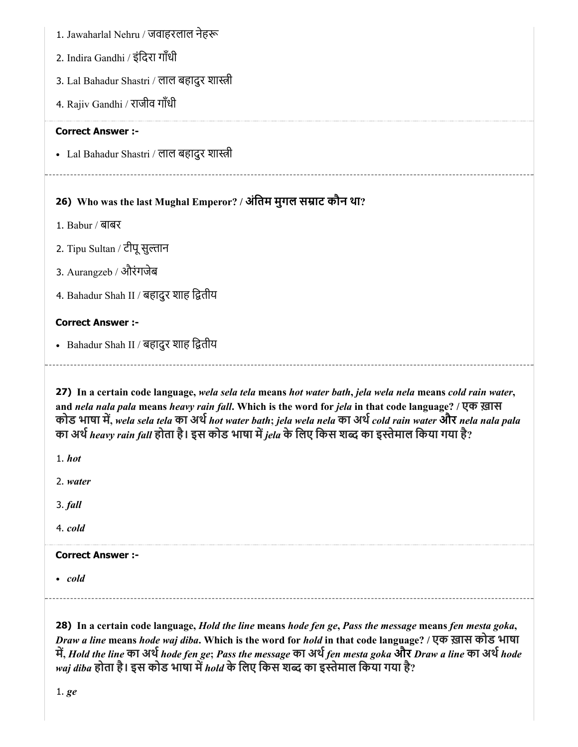1. Jawaharlal Nehru / जवाहरलाल नेहरू
2. Indira Gandhi / इंदिरा गाँधी
3. Lal Bahadur Shastri / लाल बहादुर शास्त्री
4. Rajiv Gandhi / राजीव गाँधी

**Correct Answer :-**

- Lal Bahadur Shastri / लाल बहादुर शास्त्री

**26) Who was the last Mughal Emperor? / अंतिम मुगल सम्राट कौन था?**

1. Babur / बाबर
2. Tipu Sultan / टीपू सुल्तान
3. Aurangzeb / औरंगजेब
4. Bahadur Shah II / बहादुर शाह द्वितीय

**Correct Answer :-**

- Bahadur Shah II / बहादुर शाह द्वितीय

**27) In a certain code language, *wela sela tela* means *hot water bath*, *jela wela nela* means *cold rain water*, and *nela nala pala* means *heavy rain fall*. Which is the word for *jela* in that code language? / एक ख़ास कोड भाषा में, *wela sela tela* का अर्थ *hot water bath*; *jela wela nela* का अर्थ *cold rain water* और *nela nala pala* का अर्थ *heavy rain fall* होता है। इस कोड भाषा में *jela* के लिए किस शब्द का इस्तेमाल किया गया है?**

1. ***hot***
2. ***water***
3. ***fall***
4. ***cold***

**Correct Answer :-**

- ***cold***

**28) In a certain code language, *Hold the line* means *hode fen ge*, *Pass the message* means *fen mesta goka*, *Draw a line* means *hode waj diba*. Which is the word for *hold* in that code language? / एक ख़ास कोड भाषा में, *Hold the line* का अर्थ *hode fen ge*; *Pass the message* का अर्थ *fen mesta goka* और *Draw a line* का अर्थ *hode waj diba* होता है। इस कोड भाषा में *hold* के लिए किस शब्द का इस्तेमाल किया गया है?**

1. ***ge***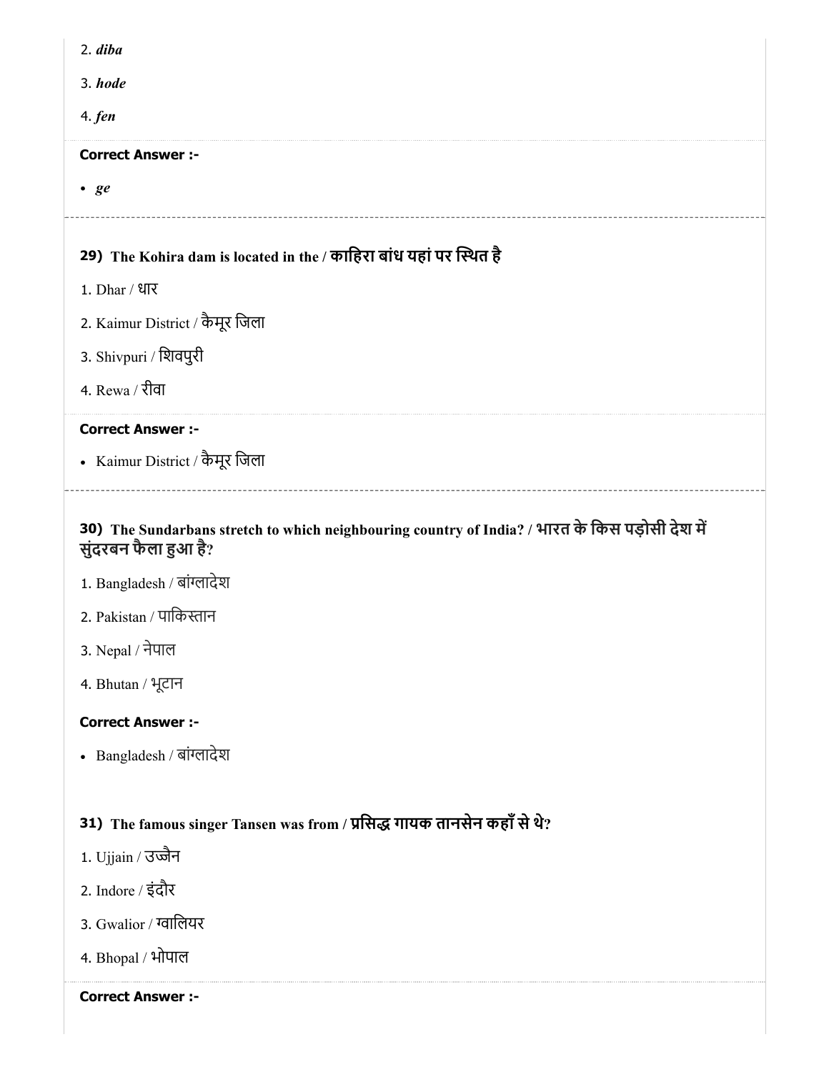2. *diba*

3. *hode*

4. *fen*

**Correct Answer :-**

- *ge*

### 29) The Kohira dam is located in the / काहिरा बांध यहां पर स्थित है

1. Dhar / धार

2. Kaimur District / कैमूर जिला

3. Shivpuri / शिवपुरी

4. Rewa / रीवा

**Correct Answer :-**

- Kaimur District / कैमूर जिला

### 30) The Sundarbans stretch to which neighbouring country of India? / भारत के किस पड़ोसी देश में सुंदरबन फैला हुआ है?

1. Bangladesh / बांग्लादेश

2. Pakistan / पाकिस्तान

3. Nepal / नेपाल

4. Bhutan / भूटान

**Correct Answer :-**

- Bangladesh / बांग्लादेश

### 31) The famous singer Tansen was from / प्रसिद्ध गायक तानसेन कहाँ से थे?

1. Ujjain / उज्जैन

2. Indore / इंदौर

3. Gwalior / ग्वालियर

4. Bhopal / भोपाल

**Correct Answer :-**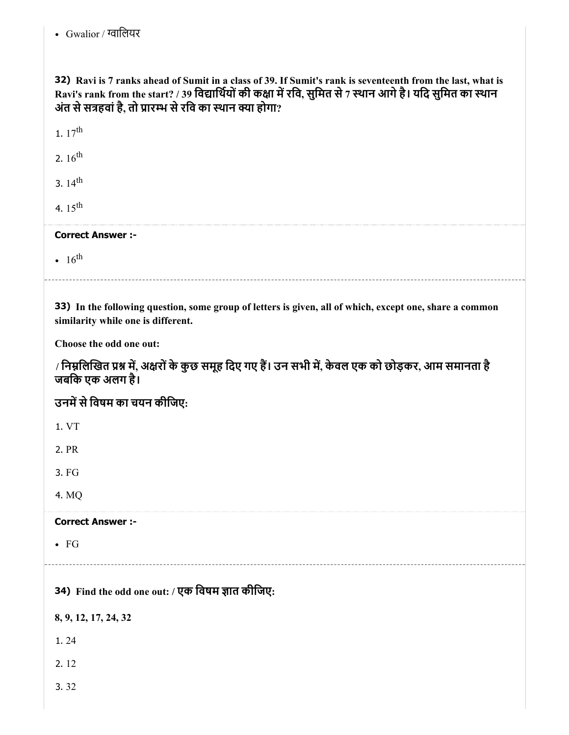- Gwalior / ग्वालियर

**32)** **Ravi is 7 ranks ahead of Sumit in a class of 39. If Sumit's rank is seventeenth from the last, what is Ravi's rank from the start? / 39 विद्यार्थियों की कक्षा में रवि, सुमित से 7 स्थान आगे है। यदि सुमित का स्थान अंत से सत्रहवां है, तो प्रारम्भ से रवि का स्थान क्या होगा?**

1. $17^{th}$

2. $16^{th}$

3. $14^{th}$

4. $15^{th}$

**Correct Answer :-**

- $16^{th}$

**33)** **In the following question, some group of letters is given, all of which, except one, share a common similarity while one is different.**

**Choose the odd one out:**

**/ निम्नलिखित प्रश्न में, अक्षरों के कुछ समूह दिए गए हैं। उन सभी में, केवल एक को छोड़कर, आम समानता है जबकि एक अलग है।**

**उनमें से विषम का चयन कीजिए:**

1. VT

2. PR

3. FG

4. MQ

**Correct Answer :-**

- FG

**34)** **Find the odd one out: / एक विषम ज्ञात कीजिए:**

**8, 9, 12, 17, 24, 32**

1. 24

2. 12

3. 32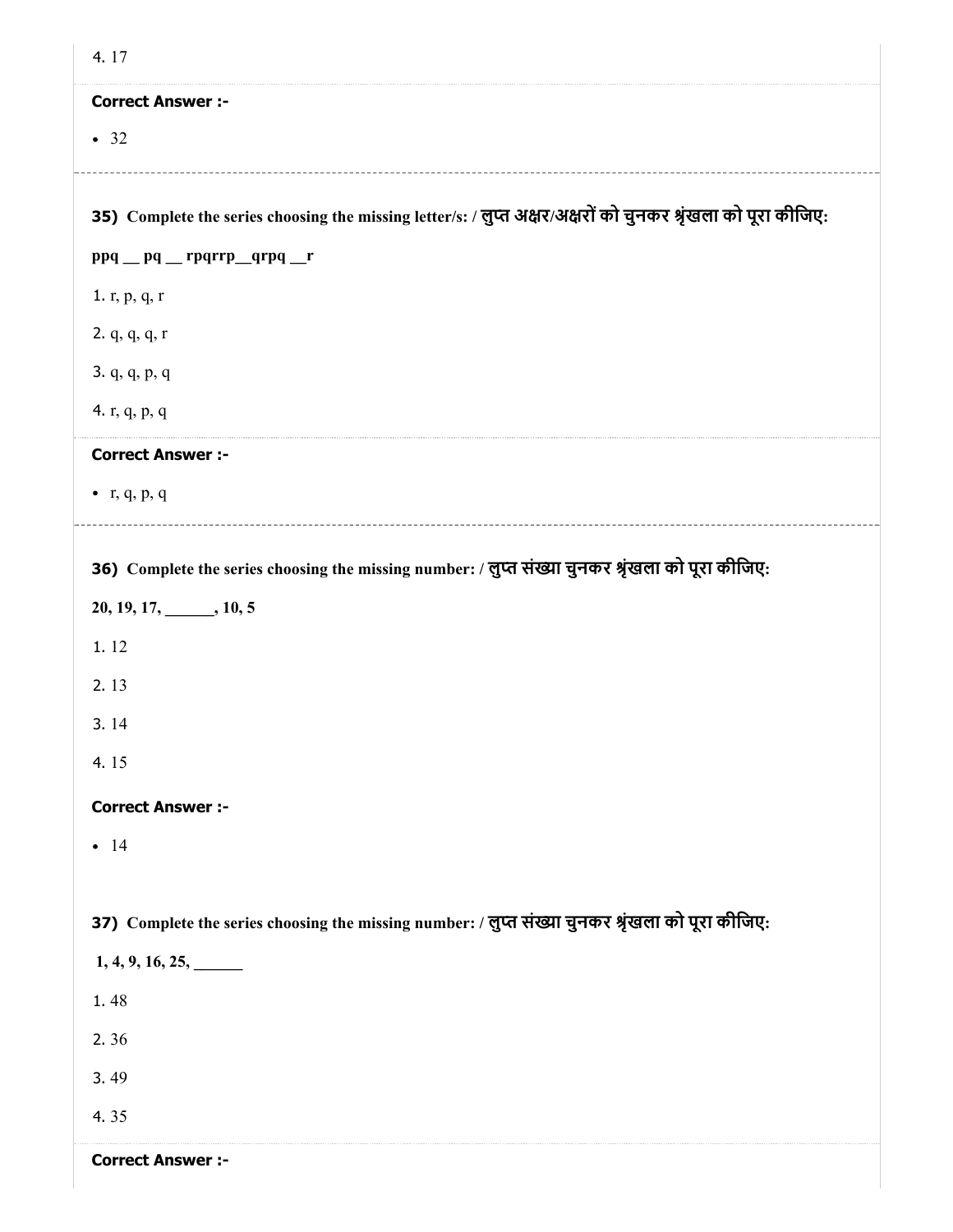4. 17

**Correct Answer :-**

- 32

---

**35)** Complete the series choosing the missing letter/s: / लुप्त अक्षर/अक्षरों को चुनकर श्रृंखला को पूरा कीजिए:

**ppq __ pq __ rpqrrp__qrpq __r**

1. r, p, q, r

2. q, q, q, r

3. q, q, p, q

4. r, q, p, q

**Correct Answer :-**

- r, q, p, q

---

**36)** Complete the series choosing the missing number: / लुप्त संख्या चुनकर श्रृंखला को पूरा कीजिए:

**20, 19, 17, ______, 10, 5**

1. 12

2. 13

3. 14

4. 15

**Correct Answer :-**

- 14

**37)** Complete the series choosing the missing number: / लुप्त संख्या चुनकर श्रृंखला को पूरा कीजिए:

**1, 4, 9, 16, 25, ______**

1. 48

2. 36

3. 49

4. 35

**Correct Answer :-**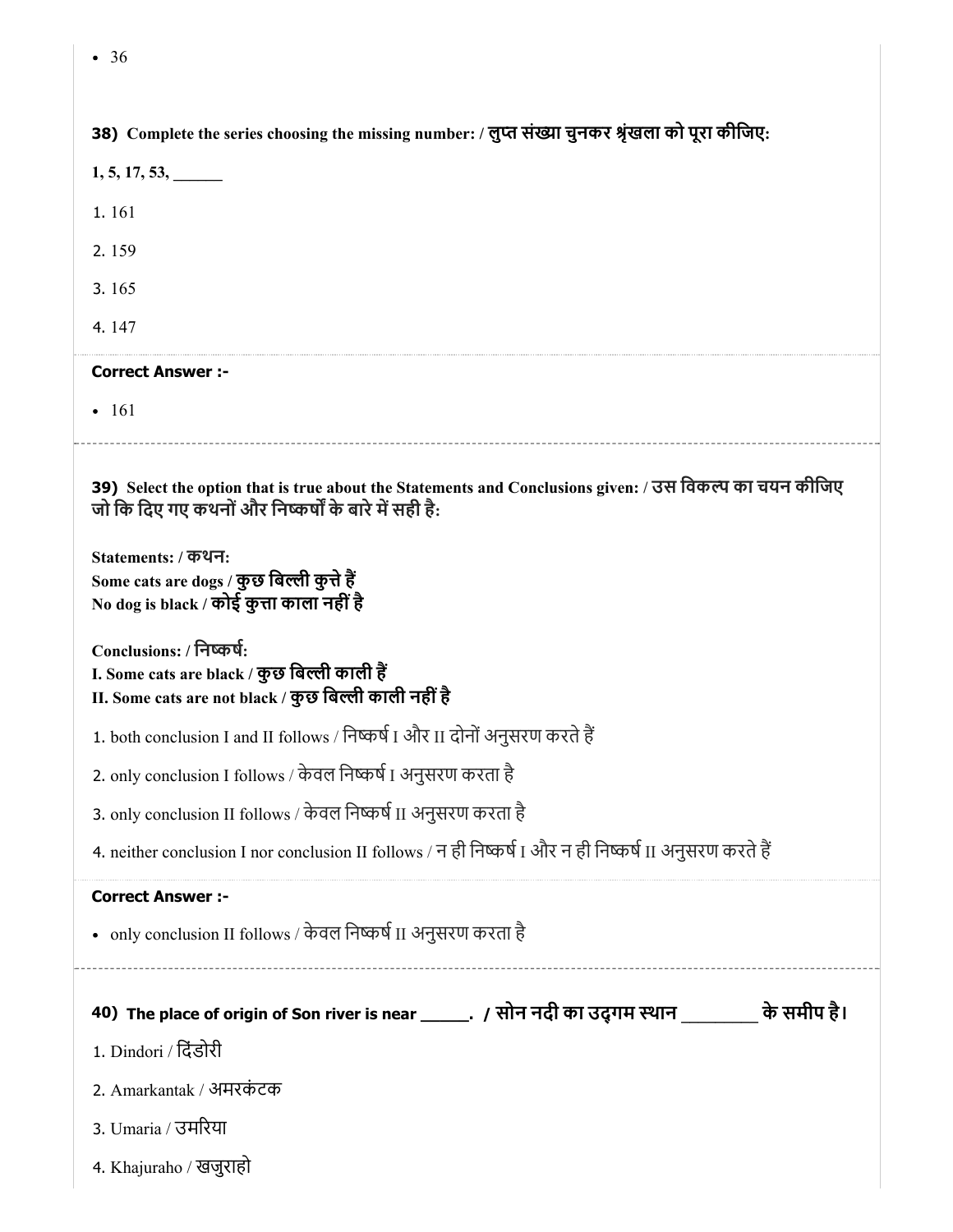- 36

**38) Complete the series choosing the missing number: / लुप्त संख्या चुनकर श्रृंखला को पूरा कीजिए:**

**1, 5, 17, 53, ______**

1. 161
2. 159
3. 165
4. 147

**Correct Answer :-**

- 161

---

**39) Select the option that is true about the Statements and Conclusions given: / उस विकल्प का चयन कीजिए जो कि दिए गए कथनों और निष्कर्षों के बारे में सही है:**

**Statements: / कथन:**
**Some cats are dogs / कुछ बिल्ली कुत्ते हैं**
**No dog is black / कोई कुत्ता काला नहीं है**

**Conclusions: / निष्कर्ष:**
**I. Some cats are black / कुछ बिल्ली काली हैं**
**II. Some cats are not black / कुछ बिल्ली काली नहीं है**

1. both conclusion I and II follows / निष्कर्ष I और II दोनों अनुसरण करते हैं
2. only conclusion I follows / केवल निष्कर्ष I अनुसरण करता है
3. only conclusion II follows / केवल निष्कर्ष II अनुसरण करता है
4. neither conclusion I nor conclusion II follows / न ही निष्कर्ष I और न ही निष्कर्ष II अनुसरण करते हैं

**Correct Answer :-**

- only conclusion II follows / केवल निष्कर्ष II अनुसरण करता है

---

**40) The place of origin of Son river is near _____. / सोन नदी का उद्गम स्थान ________ के समीप है।**

1. Dindori / डिंडोरी
2. Amarkantak / अमरकंटक
3. Umaria / उमरिया
4. Khajuraho / खजुराहो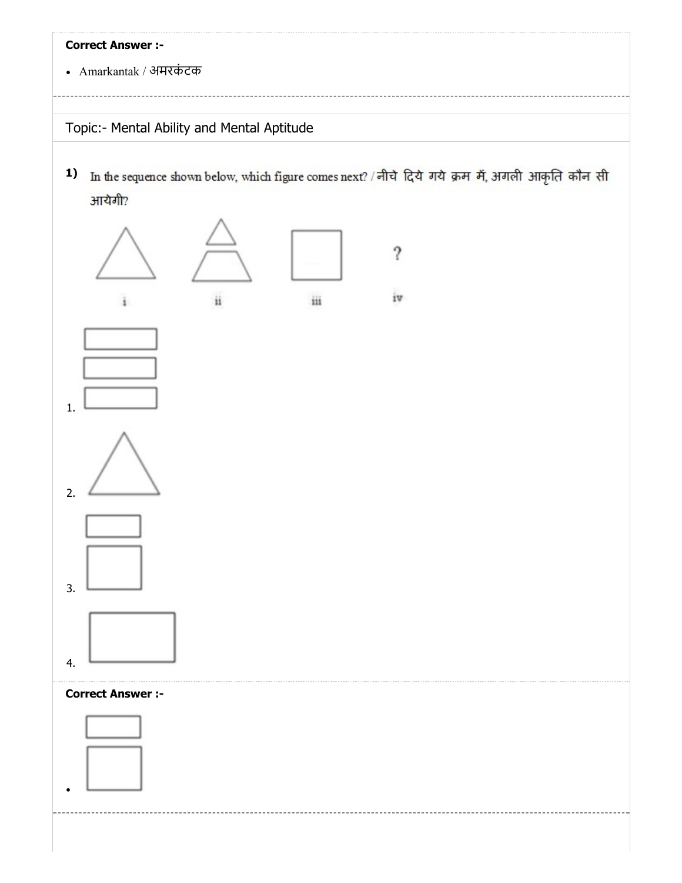**Correct Answer :-**

- Amarkantak / अमरकंटक

Topic:- Mental Ability and Mental Aptitude

**1)** In the sequence shown below, which figure comes next? / नीचे दिये गये क्रम में, अगली आकृति कौन सी आयेगी?

i ii iii iv

?

1.

2.

3.

4.

**Correct Answer :-**

-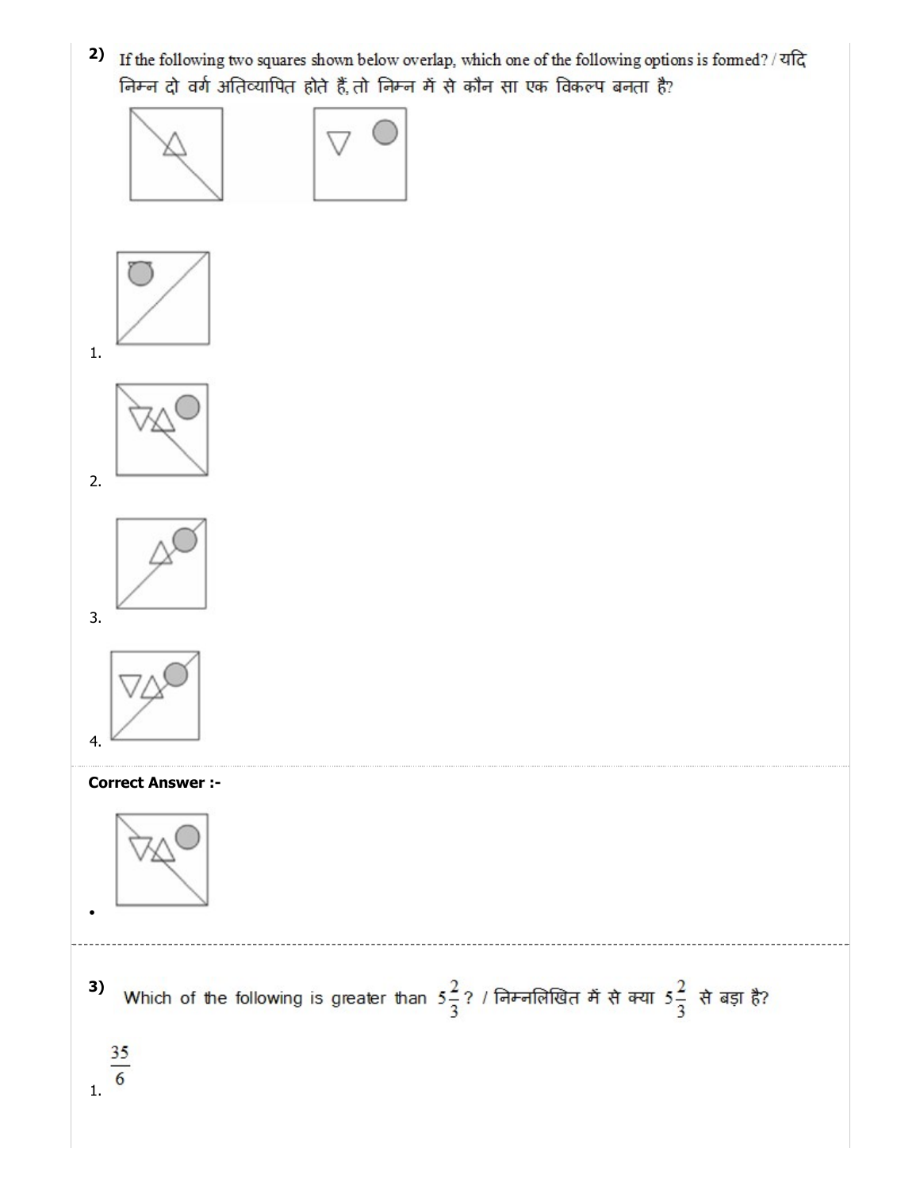**2)** If the following two squares shown below overlap, which one of the following options is formed? / यदि निम्न दो वर्ग अतिव्यापित होते हैं, तो निम्न में से कौन सा एक विकल्प बनता है?

1.

2.

3.

4.

**Correct Answer :-**

- 

---

**3)** Which of the following is greater than $5\frac{2}{3}$? / निम्नलिखित में से क्या $5\frac{2}{3}$ से बड़ा है?

1. $\frac{35}{6}$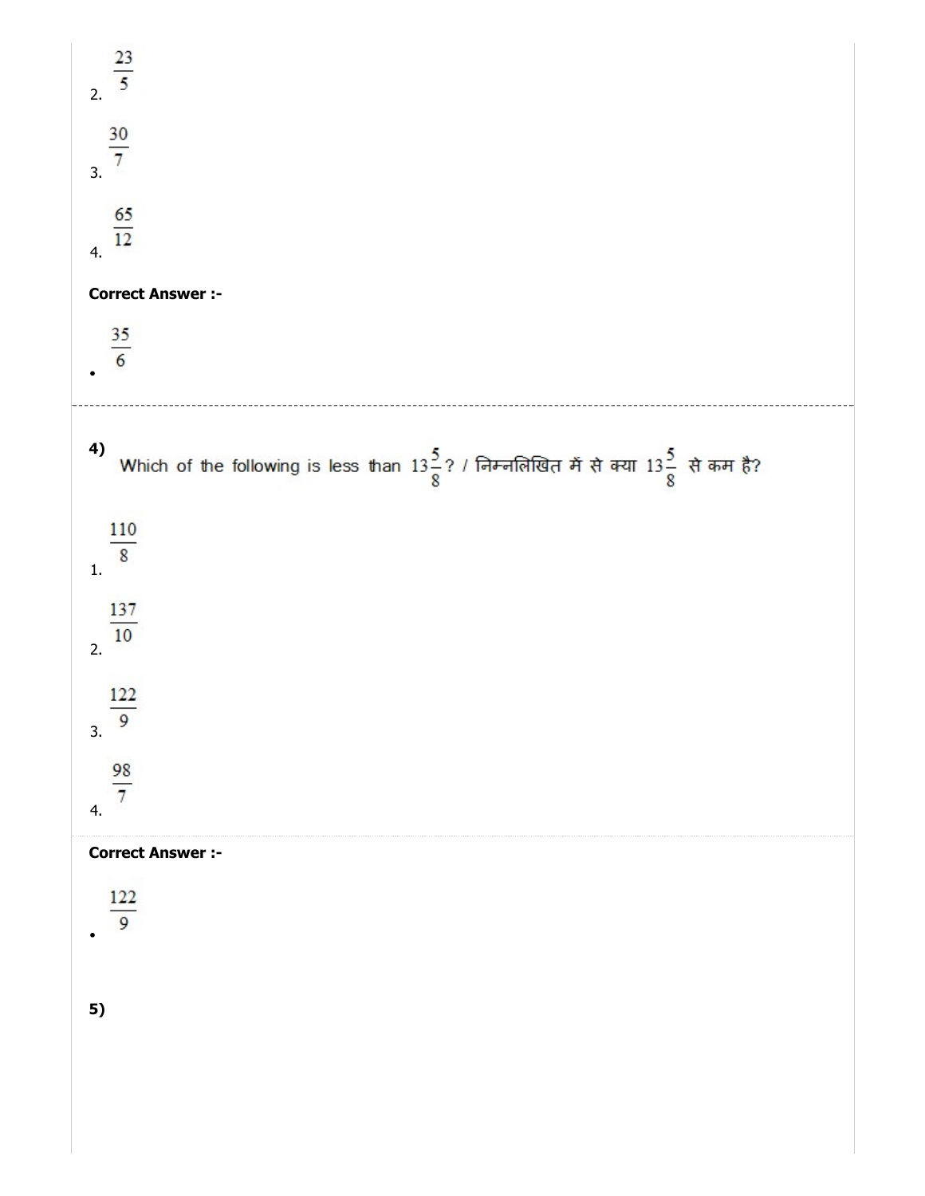2. $\frac{23}{5}$

3. $\frac{30}{7}$

4. $\frac{65}{12}$

**Correct Answer :-**

- $\frac{35}{6}$

---

**4)** Which of the following is less than $13\frac{5}{8}$? / निम्नलिखित में से क्या $13\frac{5}{8}$ से कम है?

1. $\frac{110}{8}$

2. $\frac{137}{10}$

3. $\frac{122}{9}$

4. $\frac{98}{7}$

**Correct Answer :-**

- $\frac{122}{9}$

**5)**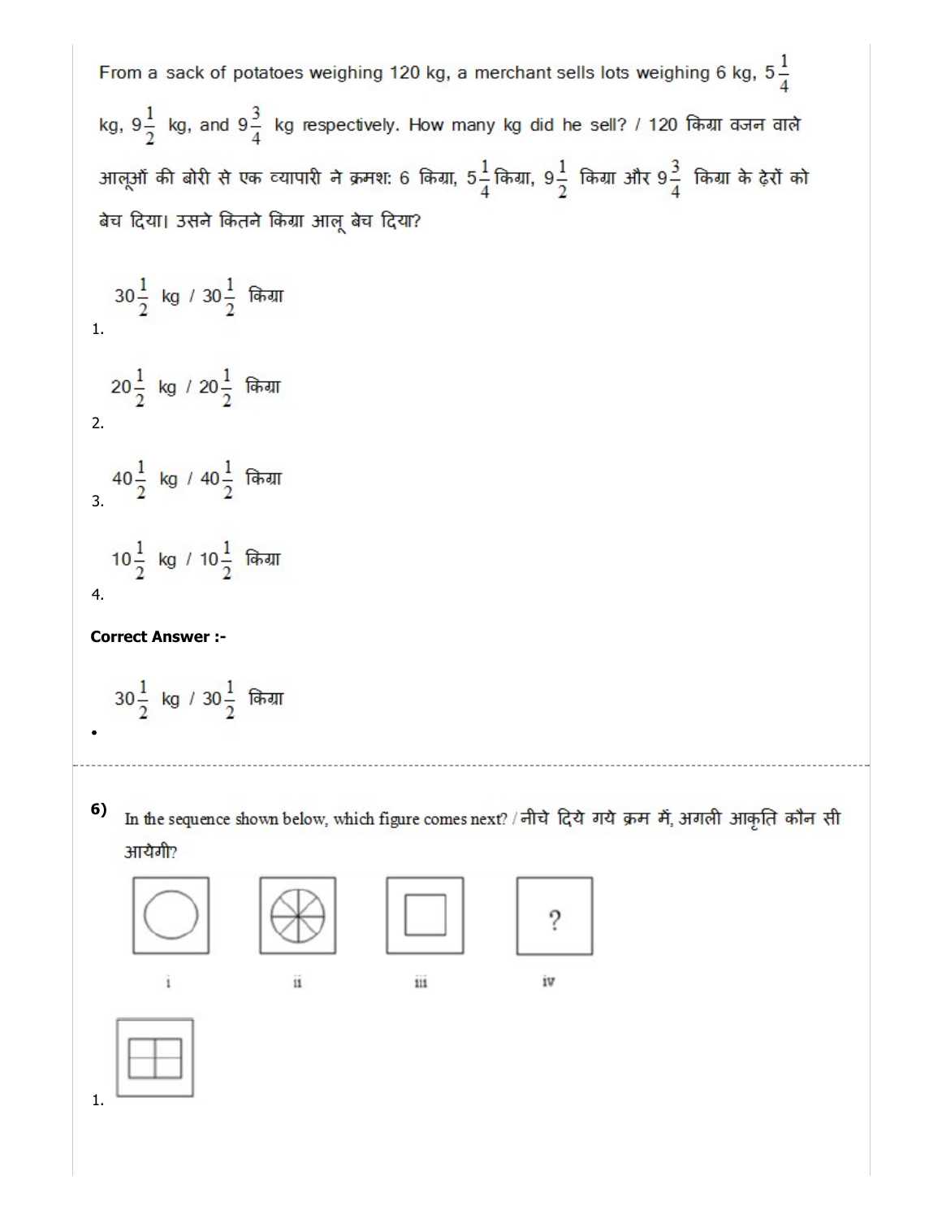From a sack of potatoes weighing 120 kg, a merchant sells lots weighing 6 kg, $5\frac{1}{4}$ kg, $9\frac{1}{2}$ kg, and $9\frac{3}{4}$ kg respectively. How many kg did he sell? / 120 किग्रा वजन वाले आलूओं की बोरी से एक व्यापारी ने क्रमशः 6 किग्रा, $5\frac{1}{4}$ किग्रा, $9\frac{1}{2}$ किग्रा और $9\frac{3}{4}$ किग्रा के ढ़ेरों को बेच दिया। उसने कितने किग्रा आलू बेच दिया?

1. $30\frac{1}{2}$ kg / $30\frac{1}{2}$ किग्रा

2. $20\frac{1}{2}$ kg / $20\frac{1}{2}$ किग्रा

3. $40\frac{1}{2}$ kg / $40\frac{1}{2}$ किग्रा

4. $10\frac{1}{2}$ kg / $10\frac{1}{2}$ किग्रा

**Correct Answer :-**

- $30\frac{1}{2}$ kg / $30\frac{1}{2}$ किग्रा

---

**6)** In the sequence shown below, which figure comes next? / नीचे दिये गये क्रम में, अगली आकृति कौन सी आयेगी?

i ii iii iv

1.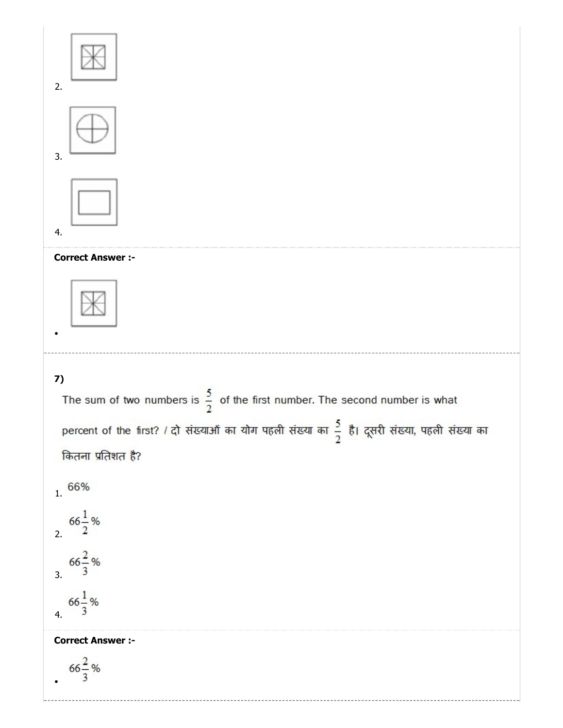2.

3.

4.

**Correct Answer :-**

- 

---

**7)**

The sum of two numbers is $\frac{5}{2}$ of the first number. The second number is what percent of the first? / दो संख्याओं का योग पहली संख्या का $\frac{5}{2}$ है। दूसरी संख्या, पहली संख्या का कितना प्रतिशत है?

1. 66%
2. $66\frac{1}{2}\%$
3. $66\frac{2}{3}\%$
4. $66\frac{1}{3}\%$

**Correct Answer :-**

- $66\frac{2}{3}\%$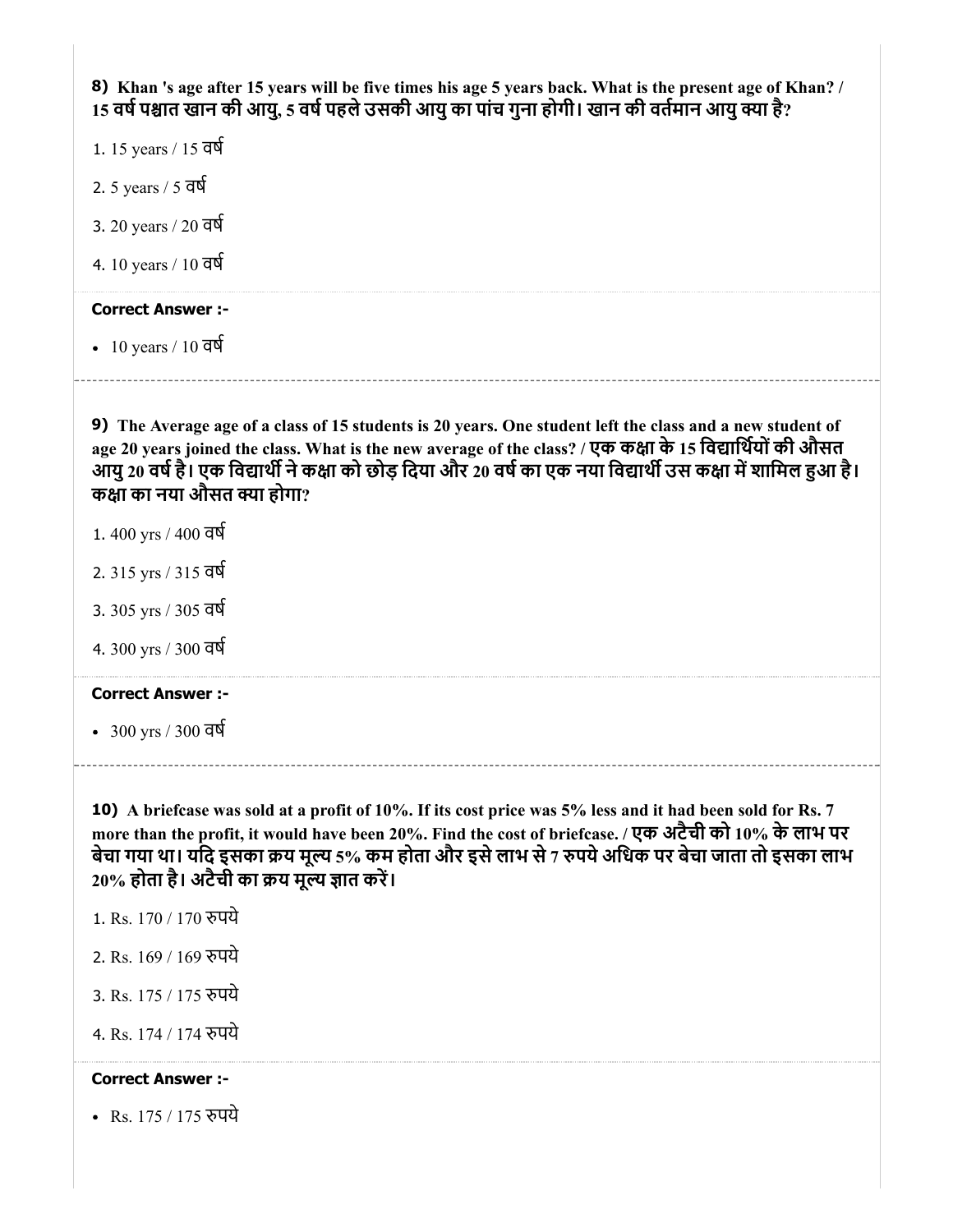**8)** **Khan 's age after 15 years will be five times his age 5 years back. What is the present age of Khan? / 15 वर्ष पश्चात खान की आयु, 5 वर्ष पहले उसकी आयु का पांच गुना होगी। खान की वर्तमान आयु क्या है?**

1. 15 years / 15 वर्ष
2. 5 years / 5 वर्ष
3. 20 years / 20 वर्ष
4. 10 years / 10 वर्ष

**Correct Answer :-**

- 10 years / 10 वर्ष

---

**9)** **The Average age of a class of 15 students is 20 years. One student left the class and a new student of age 20 years joined the class. What is the new average of the class? / एक कक्षा के 15 विद्यार्थियों की औसत आयु 20 वर्ष है। एक विद्यार्थी ने कक्षा को छोड़ दिया और 20 वर्ष का एक नया विद्यार्थी उस कक्षा में शामिल हुआ है। कक्षा का नया औसत क्या होगा?**

1. 400 yrs / 400 वर्ष
2. 315 yrs / 315 वर्ष
3. 305 yrs / 305 वर्ष
4. 300 yrs / 300 वर्ष

**Correct Answer :-**

- 300 yrs / 300 वर्ष

---

**10)** **A briefcase was sold at a profit of 10%. If its cost price was 5% less and it had been sold for Rs. 7 more than the profit, it would have been 20%. Find the cost of briefcase. / एक अटैची को 10% के लाभ पर बेचा गया था। यदि इसका क्रय मूल्य 5% कम होता और इसे लाभ से 7 रुपये अधिक पर बेचा जाता तो इसका लाभ 20% होता है। अटैची का क्रय मूल्य ज्ञात करें।**

1. Rs. 170 / 170 रुपये
2. Rs. 169 / 169 रुपये
3. Rs. 175 / 175 रुपये
4. Rs. 174 / 174 रुपये

**Correct Answer :-**

- Rs. 175 / 175 रुपये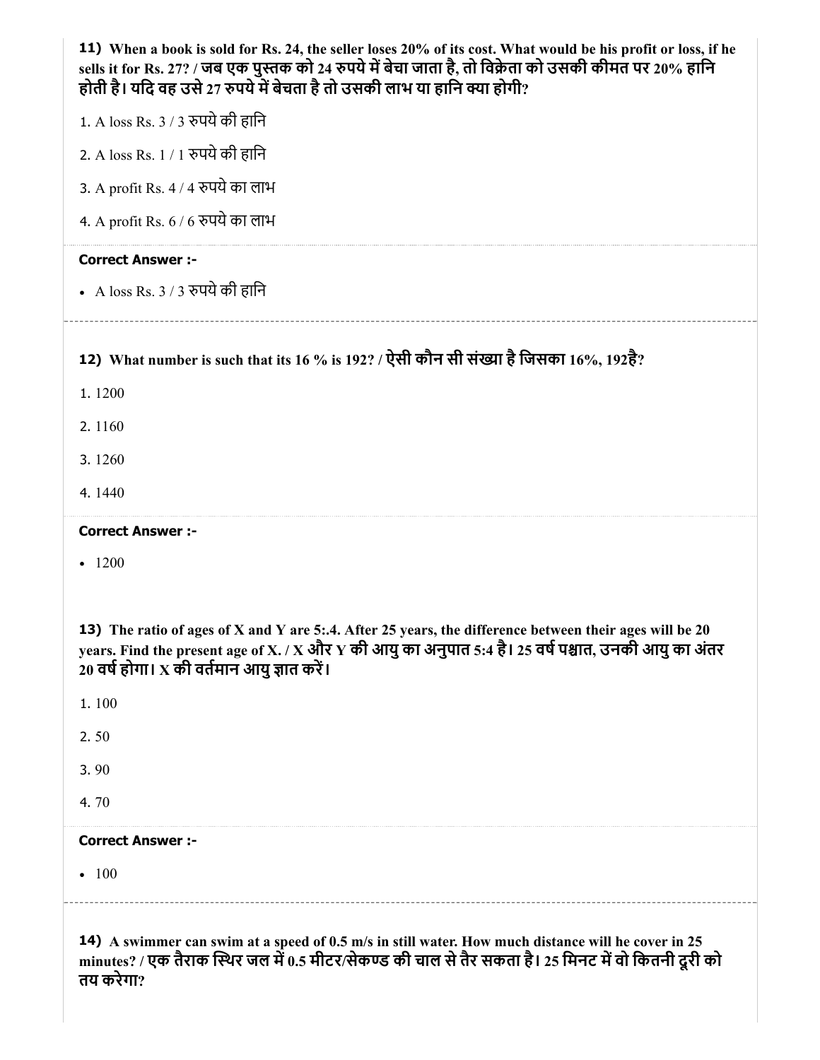**11) When a book is sold for Rs. 24, the seller loses 20% of its cost. What would be his profit or loss, if he sells it for Rs. 27? / जब एक पुस्तक को 24 रुपये में बेचा जाता है, तो विक्रेता को उसकी कीमत पर 20% हानि होती है। यदि वह उसे 27 रुपये में बेचता है तो उसकी लाभ या हानि क्या होगी?**

1. A loss Rs. 3 / 3 रुपये की हानि
2. A loss Rs. 1 / 1 रुपये की हानि
3. A profit Rs. 4 / 4 रुपये का लाभ
4. A profit Rs. 6 / 6 रुपये का लाभ

**Correct Answer :-**

- A loss Rs. 3 / 3 रुपये की हानि

---

**12) What number is such that its 16 % is 192? / ऐसी कौन सी संख्या है जिसका 16%, 192है?**

1. 1200
2. 1160
3. 1260
4. 1440

**Correct Answer :-**

- 1200

---

**13) The ratio of ages of X and Y are 5:.4. After 25 years, the difference between their ages will be 20 years. Find the present age of X. / X और Y की आयु का अनुपात 5:4 है। 25 वर्ष पश्चात, उनकी आयु का अंतर 20 वर्ष होगा। X की वर्तमान आयु ज्ञात करें।**

1. 100
2. 50
3. 90
4. 70

**Correct Answer :-**

- 100

---

**14) A swimmer can swim at a speed of 0.5 m/s in still water. How much distance will he cover in 25 minutes? / एक तैराक स्थिर जल में 0.5 मीटर/सेकण्ड की चाल से तैर सकता है। 25 मिनट में वो कितनी दूरी को तय करेगा?**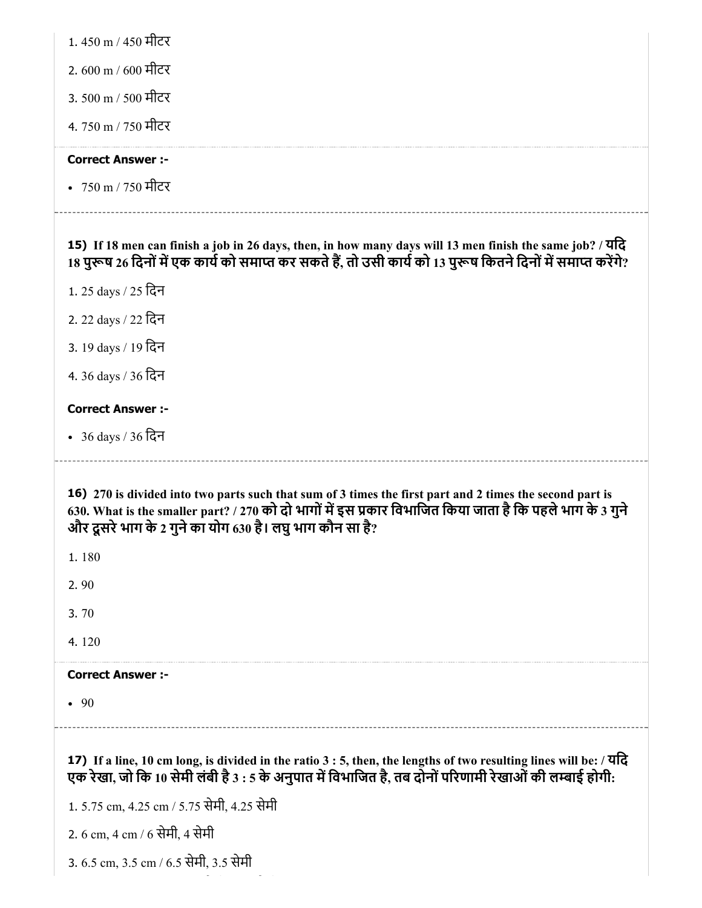1. 450 m / 450 मीटर

2. 600 m / 600 मीटर

3. 500 m / 500 मीटर

4. 750 m / 750 मीटर

**Correct Answer :-**

- 750 m / 750 मीटर

---

**15) If 18 men can finish a job in 26 days, then, in how many days will 13 men finish the same job? / यदि 18 पुरूष 26 दिनों में एक कार्य को समाप्त कर सकते हैं, तो उसी कार्य को 13 पुरूष कितने दिनों में समाप्त करेंगे?**

1. 25 days / 25 दिन

2. 22 days / 22 दिन

3. 19 days / 19 दिन

4. 36 days / 36 दिन

**Correct Answer :-**

- 36 days / 36 दिन

---

**16) 270 is divided into two parts such that sum of 3 times the first part and 2 times the second part is 630. What is the smaller part? / 270 को दो भागों में इस प्रकार विभाजित किया जाता है कि पहले भाग के 3 गुने और दूसरे भाग के 2 गुने का योग 630 है। लघु भाग कौन सा है?**

1. 180

2. 90

3. 70

4. 120

**Correct Answer :-**

- 90

---

**17) If a line, 10 cm long, is divided in the ratio 3 : 5, then, the lengths of two resulting lines will be: / यदि एक रेखा, जो कि 10 सेमी लंबी है 3 : 5 के अनुपात में विभाजित है, तब दोनों परिणामी रेखाओं की लम्बाई होगी:**

1. 5.75 cm, 4.25 cm / 5.75 सेमी, 4.25 सेमी

2. 6 cm, 4 cm / 6 सेमी, 4 सेमी

3. 6.5 cm, 3.5 cm / 6.5 सेमी, 3.5 सेमी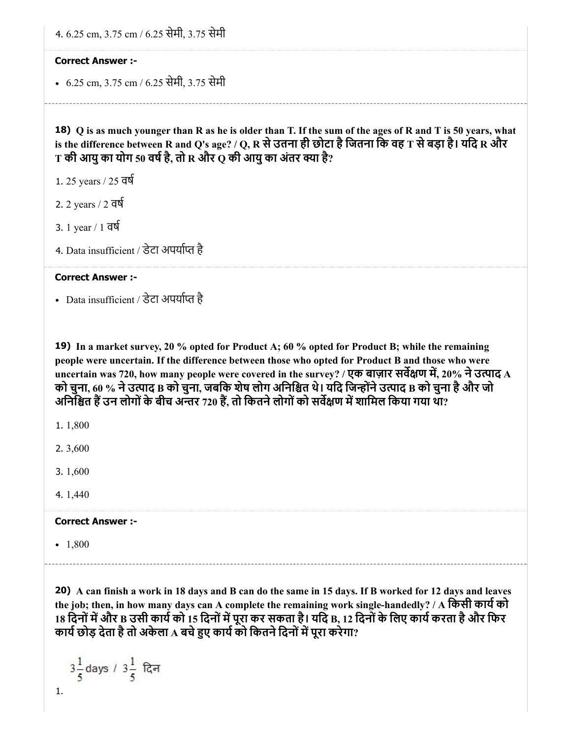4. 6.25 cm, 3.75 cm / 6.25 सेमी, 3.75 सेमी

**Correct Answer :-**

- 6.25 cm, 3.75 cm / 6.25 सेमी, 3.75 सेमी

**18) Q is as much younger than R as he is older than T. If the sum of the ages of R and T is 50 years, what is the difference between R and Q's age? / Q, R से उतना ही छोटा है जितना कि वह T से बड़ा है। यदि R और T की आयु का योग 50 वर्ष है, तो R और Q की आयु का अंतर क्या है?**

1. 25 years / 25 वर्ष
2. 2 years / 2 वर्ष
3. 1 year / 1 वर्ष
4. Data insufficient / डेटा अपर्याप्त है

**Correct Answer :-**

- Data insufficient / डेटा अपर्याप्त है

**19) In a market survey, 20 % opted for Product A; 60 % opted for Product B; while the remaining people were uncertain. If the difference between those who opted for Product B and those who were uncertain was 720, how many people were covered in the survey? / एक बाज़ार सर्वेक्षण में, 20% ने उत्पाद A को चुना, 60 % ने उत्पाद B को चुना, जबकि शेष लोग अनिश्चित थे। यदि जिन्होंने उत्पाद B को चुना है और जो अनिश्चित हैं उन लोगों के बीच अन्तर 720 हैं, तो कितने लोगों को सर्वेक्षण में शामिल किया गया था?**

1. 1,800
2. 3,600
3. 1,600
4. 1,440

**Correct Answer :-**

- 1,800

**20) A can finish a work in 18 days and B can do the same in 15 days. If B worked for 12 days and leaves the job; then, in how many days can A complete the remaining work single-handedly? / A किसी कार्य को 18 दिनों में और B उसी कार्य को 15 दिनों में पूरा कर सकता है। यदि B, 12 दिनों के लिए कार्य करता है और फिर कार्य छोड़ देता है तो अकेला A बचे हुए कार्य को कितने दिनों में पूरा करेगा?**

1. $3\frac{1}{5}$ days / $3\frac{1}{5}$ दिन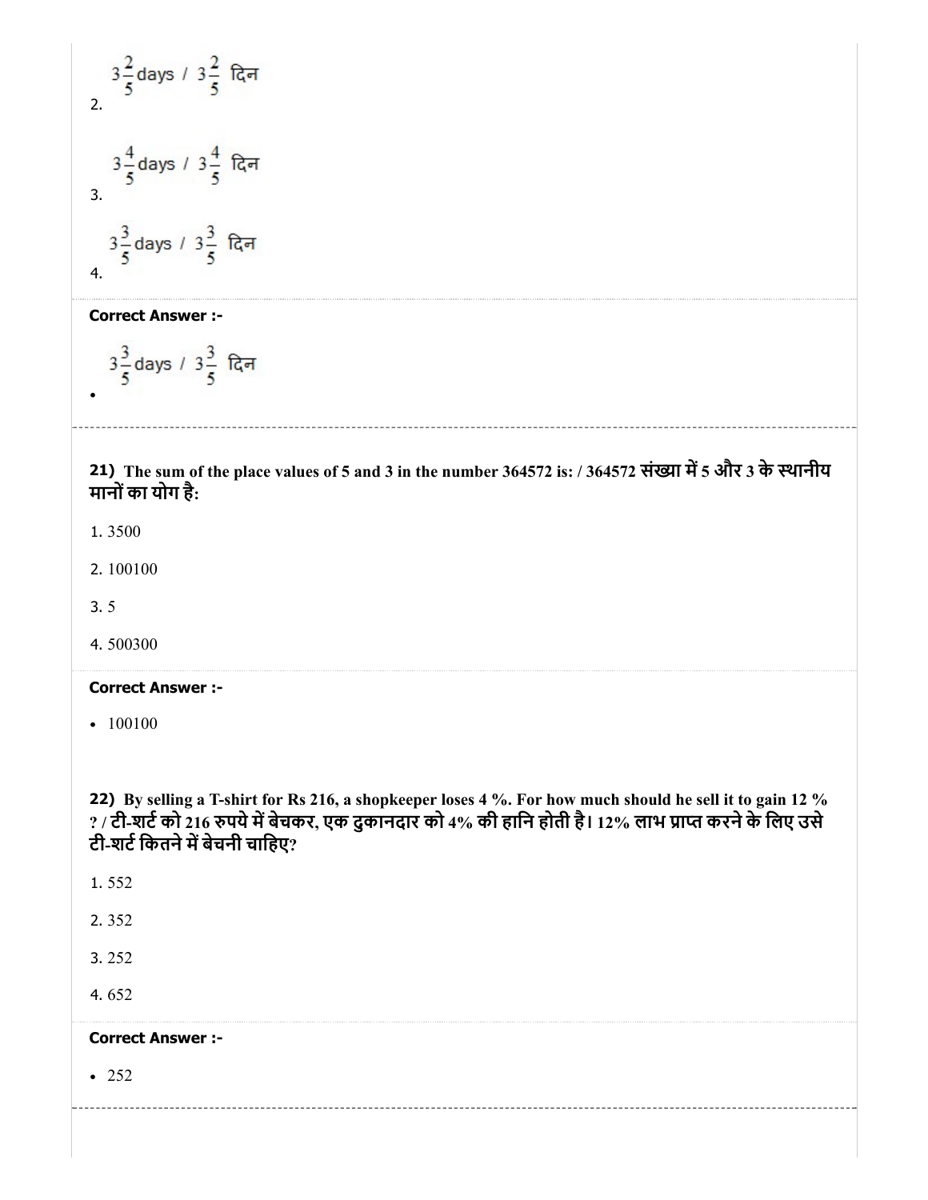2. $3\frac{2}{5}$ days / $3\frac{2}{5}$ दिन

3. $3\frac{4}{5}$ days / $3\frac{4}{5}$ दिन

4. $3\frac{3}{5}$ days / $3\frac{3}{5}$ दिन

**Correct Answer :-**

- $3\frac{3}{5}$ days / $3\frac{3}{5}$ दिन

---

**21) The sum of the place values of 5 and 3 in the number 364572 is: / 364572 संख्या में 5 और 3 के स्थानीय मानों का योग है:**

1. 3500

2. 100100

3. 5

4. 500300

**Correct Answer :-**

- 100100

---

**22) By selling a T-shirt for Rs 216, a shopkeeper loses 4 %. For how much should he sell it to gain 12 % ? / टी-शर्ट को 216 रुपये में बेचकर, एक दुकानदार को 4% की हानि होती है। 12% लाभ प्राप्त करने के लिए उसे टी-शर्ट कितने में बेचनी चाहिए?**

1. 552

2. 352

3. 252

4. 652

**Correct Answer :-**

- 252

---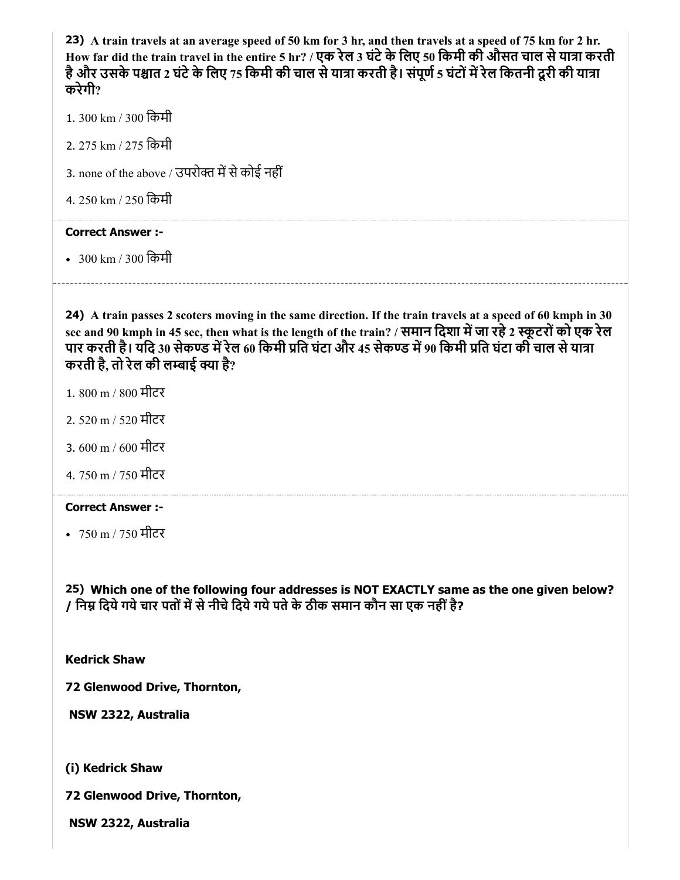**23)** **A train travels at an average speed of 50 km for 3 hr, and then travels at a speed of 75 km for 2 hr. How far did the train travel in the entire 5 hr? / एक रेल 3 घंटे के लिए 50 किमी की औसत चाल से यात्रा करती है और उसके पश्चात 2 घंटे के लिए 75 किमी की चाल से यात्रा करती है। संपूर्ण 5 घंटों में रेल कितनी दूरी की यात्रा करेगी?**

1. 300 km / 300 किमी

2. 275 km / 275 किमी

3. none of the above / उपरोक्त में से कोई नहीं

4. 250 km / 250 किमी

**Correct Answer :-**

- 300 km / 300 किमी

---

**24)** **A train passes 2 scoters moving in the same direction. If the train travels at a speed of 60 kmph in 30 sec and 90 kmph in 45 sec, then what is the length of the train? / समान दिशा में जा रहे 2 स्कूटरों को एक रेल पार करती है। यदि 30 सेकण्ड में रेल 60 किमी प्रति घंटा और 45 सेकण्ड में 90 किमी प्रति घंटा की चाल से यात्रा करती है, तो रेल की लम्बाई क्या है?**

1. 800 m / 800 मीटर

2. 520 m / 520 मीटर

3. 600 m / 600 मीटर

4. 750 m / 750 मीटर

**Correct Answer :-**

- 750 m / 750 मीटर

**25)** **Which one of the following four addresses is NOT EXACTLY same as the one given below? / निम्न दिये गये चार पतों में से नीचे दिये गये पते के ठीक समान कौन सा एक नहीं है?**

**Kedrick Shaw**

**72 Glenwood Drive, Thornton,**

**NSW 2322, Australia**

**(i) Kedrick Shaw**

**72 Glenwood Drive, Thornton,**

**NSW 2322, Australia**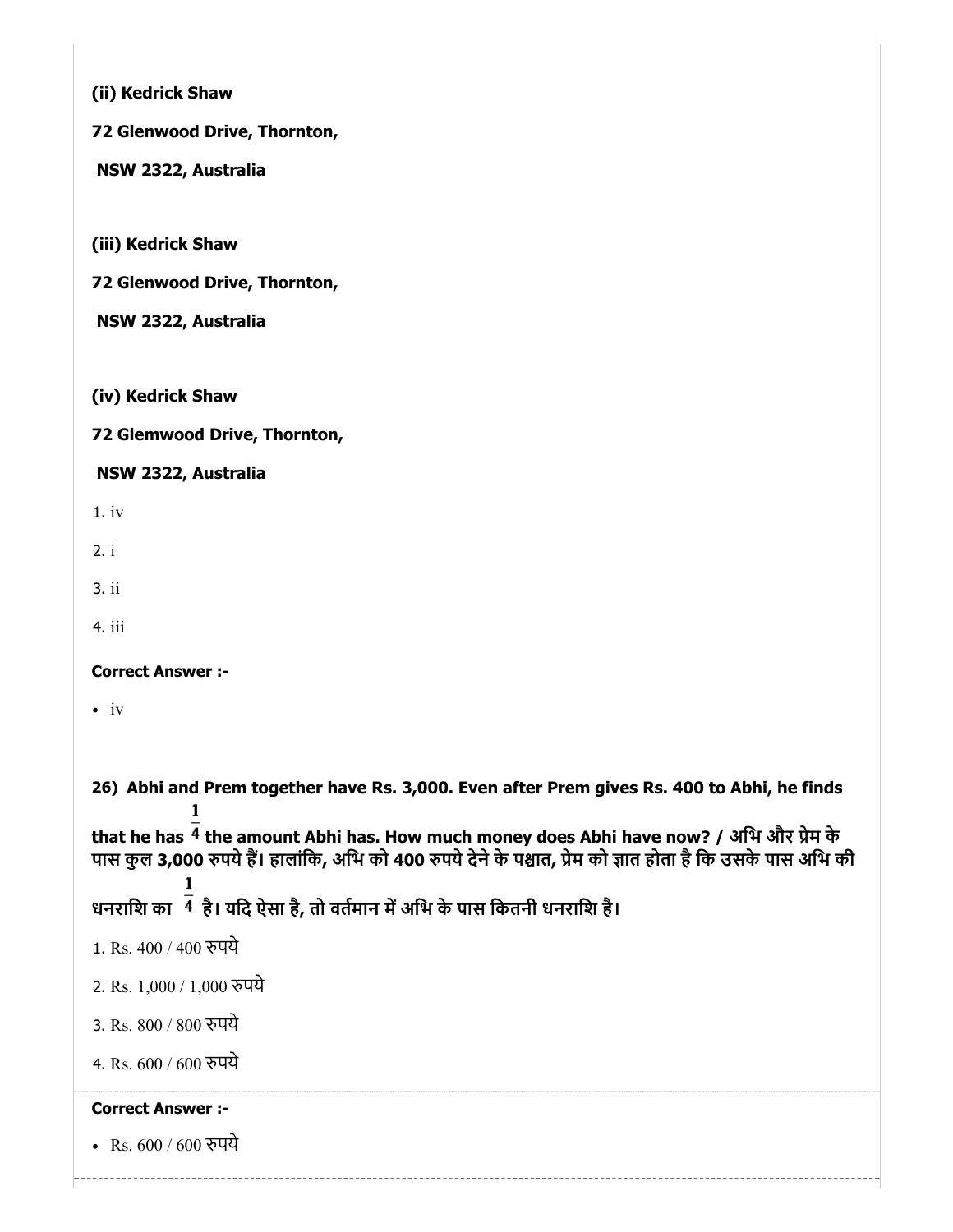**(ii) Kedrick Shaw**

**72 Glenwood Drive, Thornton,**

**NSW 2322, Australia**

**(iii) Kedrick Shaw**

**72 Glenwood Drive, Thornton,**

**NSW 2322, Australia**

**(iv) Kedrick Shaw**

**72 Glemwood Drive, Thornton,**

**NSW 2322, Australia**

1. iv
2. i
3. ii
4. iii

**Correct Answer :-**

- iv

**26) Abhi and Prem together have Rs. 3,000. Even after Prem gives Rs. 400 to Abhi, he finds that he has $\frac{1}{4}$ the amount Abhi has. How much money does Abhi have now? / अभि और प्रेम के पास कुल 3,000 रुपये हैं। हालांकि, अभि को 400 रुपये देने के पश्चात, प्रेम को ज्ञात होता है कि उसके पास अभि की धनराशि का $\frac{1}{4}$ है। यदि ऐसा है, तो वर्तमान में अभि के पास कितनी धनराशि है।**

1. Rs. 400 / 400 रुपये
2. Rs. 1,000 / 1,000 रुपये
3. Rs. 800 / 800 रुपये
4. Rs. 600 / 600 रुपये

**Correct Answer :-**

- Rs. 600 / 600 रुपये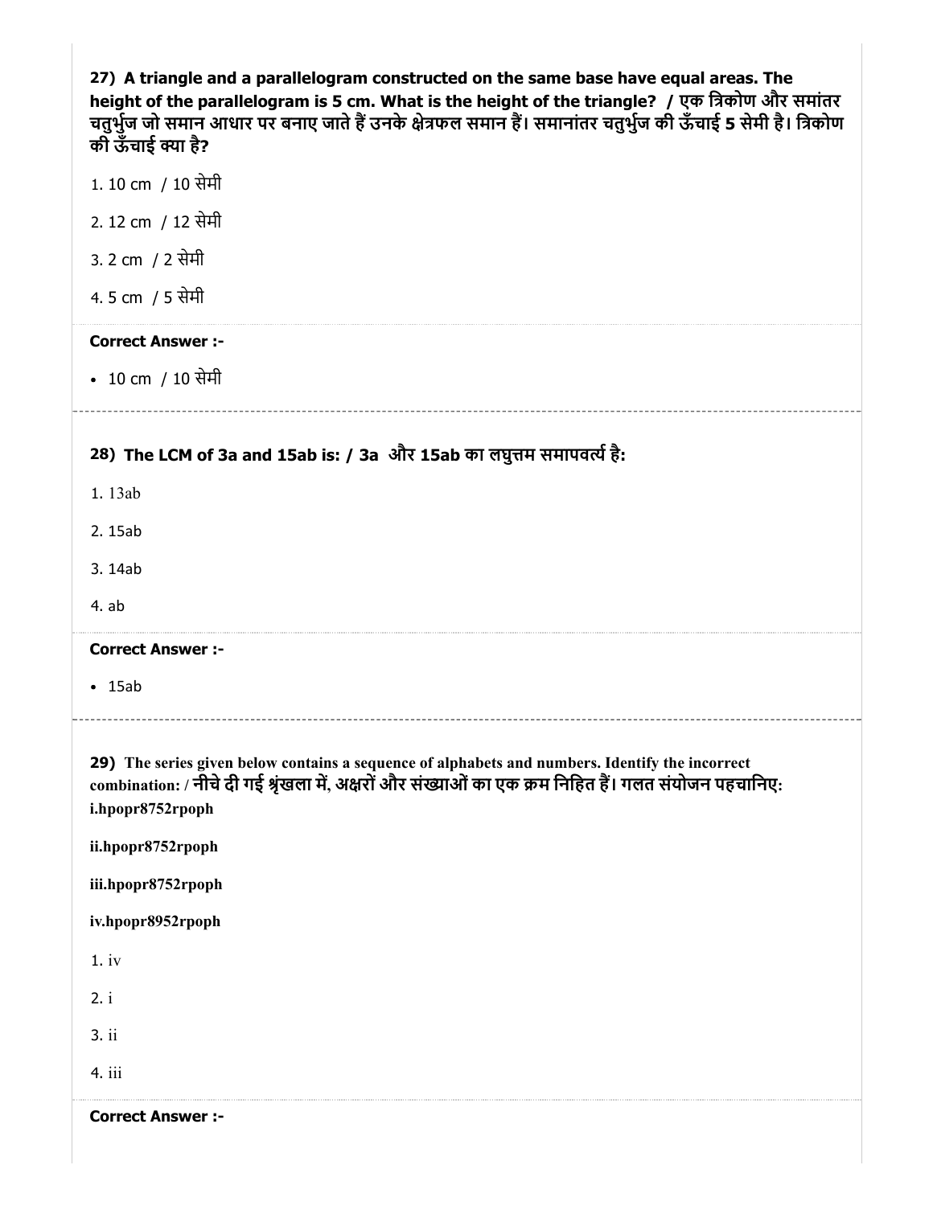**27) A triangle and a parallelogram constructed on the same base have equal areas. The height of the parallelogram is 5 cm. What is the height of the triangle? / एक त्रिकोण और समांतर चतुर्भुज जो समान आधार पर बनाए जाते हैं उनके क्षेत्रफल समान हैं। समानांतर चतुर्भुज की ऊँचाई 5 सेमी है। त्रिकोण की ऊँचाई क्या है?**

1. 10 cm / 10 सेमी
2. 12 cm / 12 सेमी
3. 2 cm / 2 सेमी
4. 5 cm / 5 सेमी

**Correct Answer :-**

- 10 cm / 10 सेमी

---

**28) The LCM of 3a and 15ab is: / 3a और 15ab का लघुत्तम समापवर्त्य है:**

1. 13ab
2. 15ab
3. 14ab
4. ab

**Correct Answer :-**

- 15ab

---

**29) The series given below contains a sequence of alphabets and numbers. Identify the incorrect combination: / नीचे दी गई श्रृंखला में, अक्षरों और संख्याओं का एक क्रम निहित हैं। गलत संयोजन पहचानिए:**
**i.hpopr8752rpoph**

**ii.hpopr8752rpoph**

**iii.hpopr8752rpoph**

**iv.hpopr8952rpoph**

1. iv
2. i
3. ii
4. iii

**Correct Answer :-**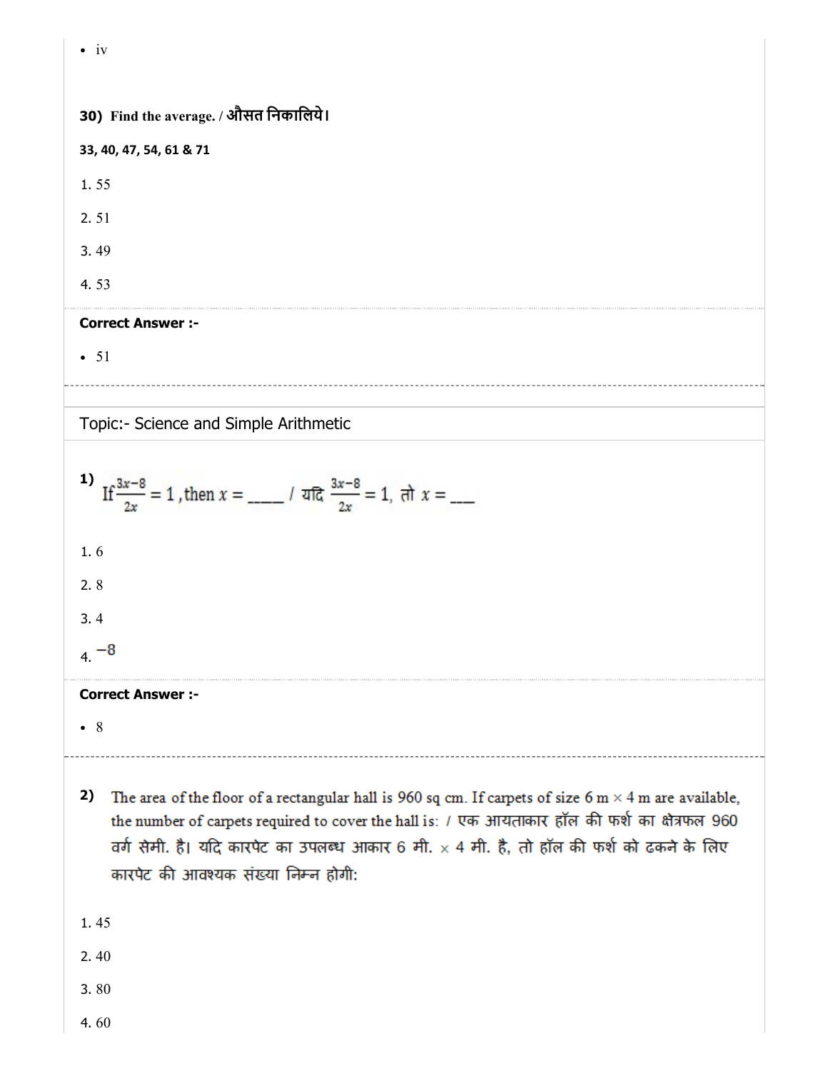- iv

**30) Find the average. / औसत निकालिये।**

**33, 40, 47, 54, 61 & 71**

1. 55

2. 51

3. 49

4. 53

**Correct Answer :-**

- 51

Topic:- Science and Simple Arithmetic

**1)** If $\frac{3x-8}{2x} = 1$, then $x =$ _____ / यदि $\frac{3x-8}{2x} = 1$, तो $x =$ ___

1. 6

2. 8

3. 4

4. $-8$

**Correct Answer :-**

- 8

**2)** The area of the floor of a rectangular hall is 960 sq cm. If carpets of size 6 m × 4 m are available, the number of carpets required to cover the hall is: / एक आयताकार हॉल की फर्श का क्षेत्रफल 960 वर्ग सेमी. है। यदि कारपेट का उपलब्ध आकार 6 मी. × 4 मी. है, तो हॉल की फर्श को ढकने के लिए कारपेट की आवश्यक संख्या निम्न होगी:

1. 45

2. 40

3. 80

4. 60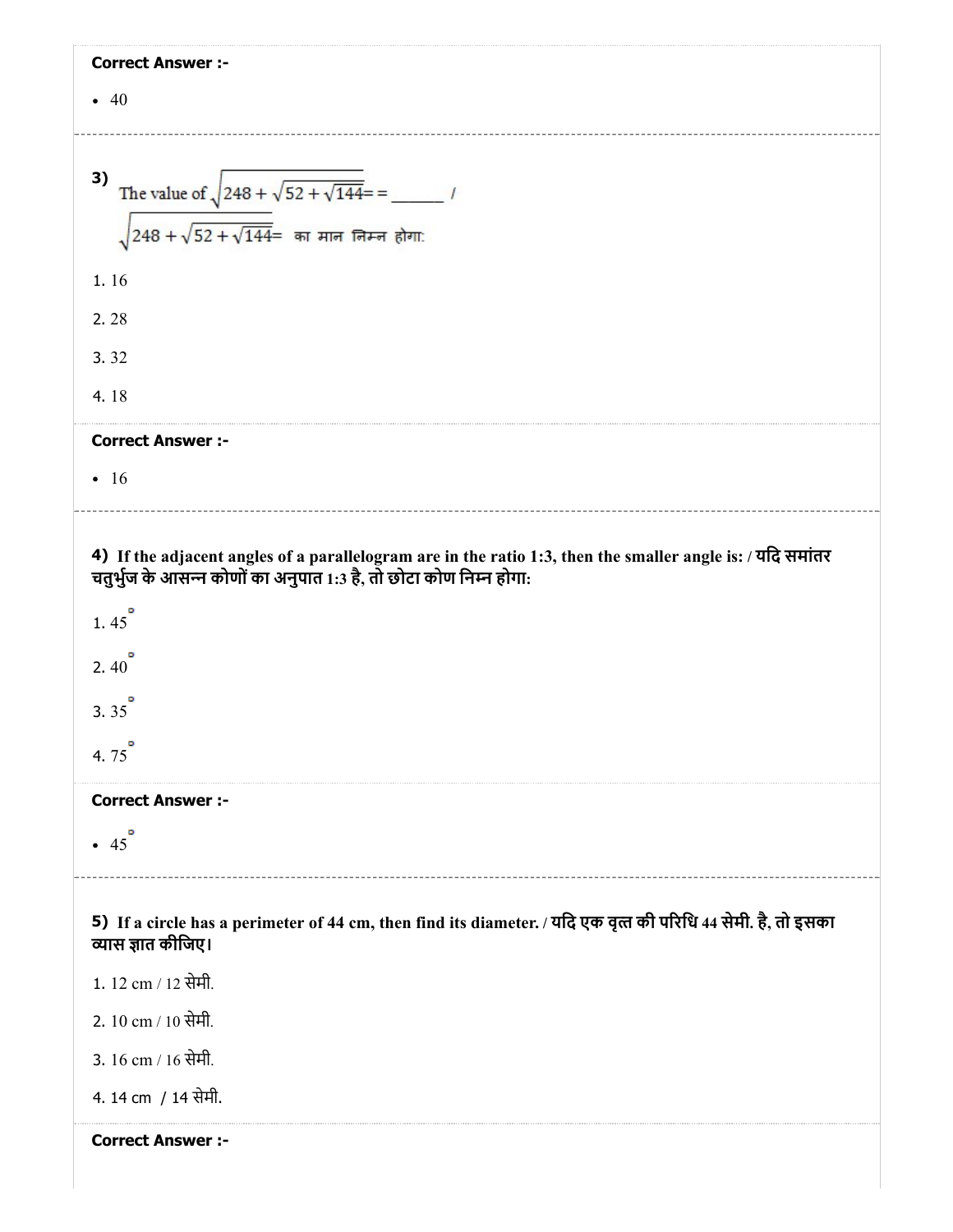**Correct Answer :-**

- 40

**3)** The value of $\sqrt{248 + \sqrt{52 + \sqrt{144}}} =$ = ______ /

$\sqrt{248 + \sqrt{52 + \sqrt{144}}} =$ का मान निम्न होगा:

1. 16

2. 28

3. 32

4. 18

**Correct Answer :-**

- 16

**4)** **If the adjacent angles of a parallelogram are in the ratio 1:3, then the smaller angle is: / यदि समांतर चतुर्भुज के आसन्न कोणों का अनुपात 1:3 है, तो छोटा कोण निम्न होगा:**

1. $45^\circ$

2. $40^\circ$

3. $35^\circ$

4. $75^\circ$

**Correct Answer :-**

- $45^\circ$

**5)** **If a circle has a perimeter of 44 cm, then find its diameter. / यदि एक वृत्त की परिधि 44 सेमी. है, तो इसका व्यास ज्ञात कीजिए।**

1. 12 cm / 12 सेमी.

2. 10 cm / 10 सेमी.

3. 16 cm / 16 सेमी.

4. 14 cm / 14 सेमी.

**Correct Answer :-**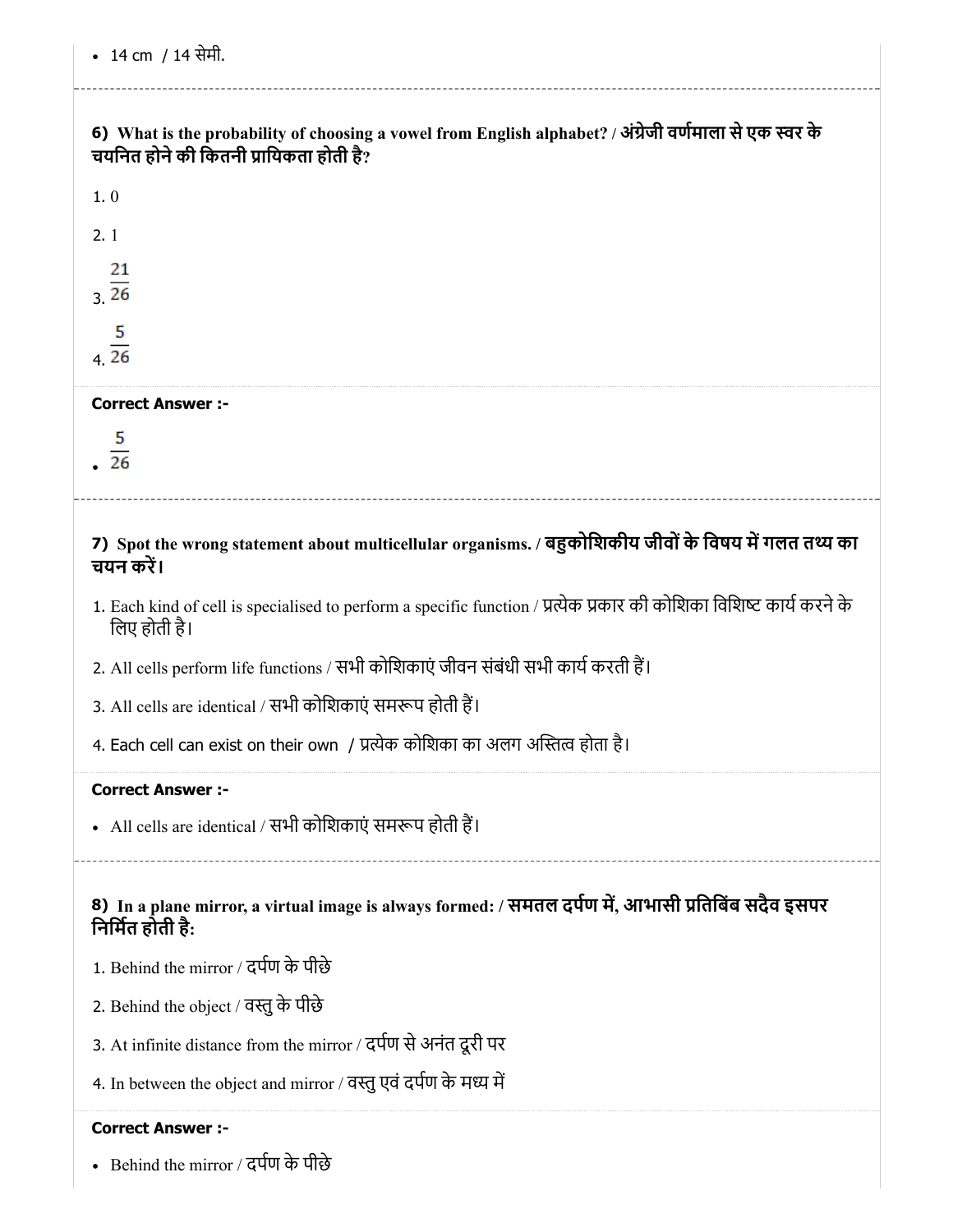- 14 cm / 14 सेमी.

**6) What is the probability of choosing a vowel from English alphabet? / अंग्रेजी वर्णमाला से एक स्वर के चयनित होने की कितनी प्रायिकता होती है?**

1. 0
2. 1
3. $\frac{21}{26}$
4. $\frac{5}{26}$

**Correct Answer :-**

- $\frac{5}{26}$

**7) Spot the wrong statement about multicellular organisms. / बहुकोशिकीय जीवों के विषय में गलत तथ्य का चयन करें।**

1. Each kind of cell is specialised to perform a specific function / प्रत्येक प्रकार की कोशिका विशिष्ट कार्य करने के लिए होती है।
2. All cells perform life functions / सभी कोशिकाएं जीवन संबंधी सभी कार्य करती हैं।
3. All cells are identical / सभी कोशिकाएं समरूप होती हैं।
4. Each cell can exist on their own / प्रत्येक कोशिका का अलग अस्तित्व होता है।

**Correct Answer :-**

- All cells are identical / सभी कोशिकाएं समरूप होती हैं।

**8) In a plane mirror, a virtual image is always formed: / समतल दर्पण में, आभासी प्रतिबिंब सदैव इसपर निर्मित होती है:**

1. Behind the mirror / दर्पण के पीछे
2. Behind the object / वस्तु के पीछे
3. At infinite distance from the mirror / दर्पण से अनंत दूरी पर
4. In between the object and mirror / वस्तु एवं दर्पण के मध्य में

**Correct Answer :-**

- Behind the mirror / दर्पण के पीछे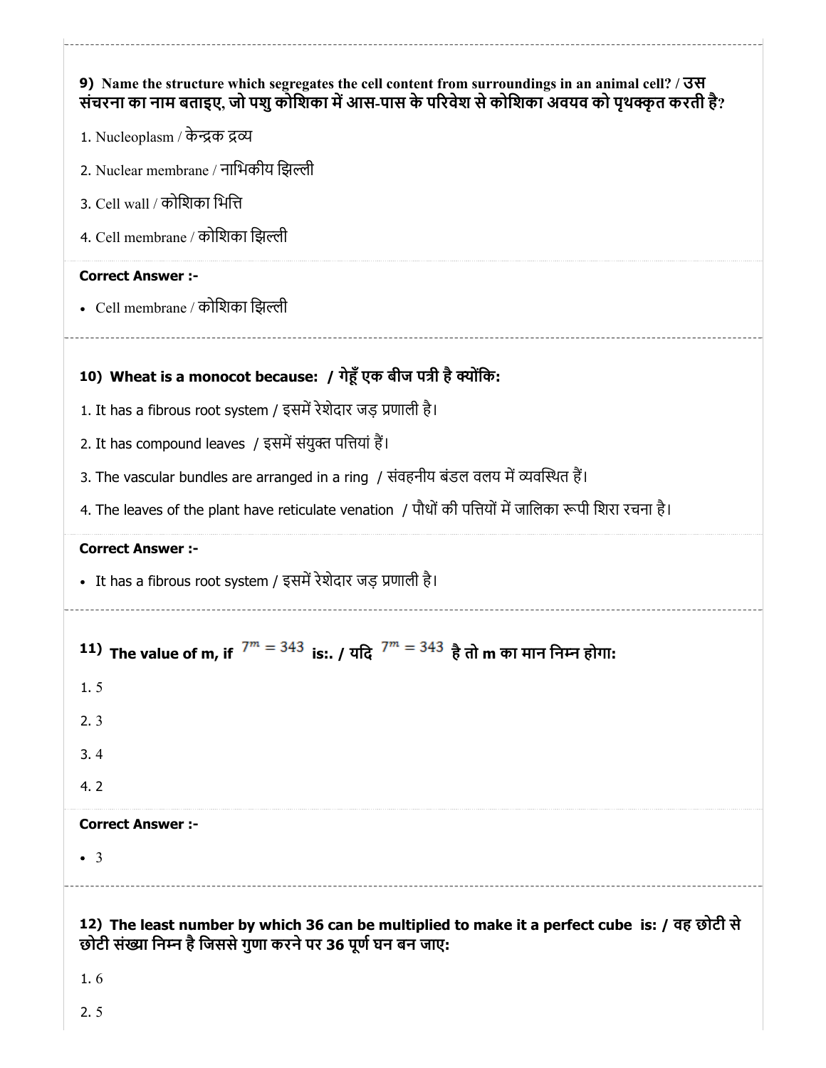**9) Name the structure which segregates the cell content from surroundings in an animal cell? / उस संचरना का नाम बताइए, जो पशु कोशिका में आस-पास के परिवेश से कोशिका अवयव को पृथक्कृत करती है?**

1. Nucleoplasm / केन्द्रक द्रव्य
2. Nuclear membrane / नाभिकीय झिल्ली
3. Cell wall / कोशिका भित्ति
4. Cell membrane / कोशिका झिल्ली

**Correct Answer :-**

- Cell membrane / कोशिका झिल्ली

---

**10) Wheat is a monocot because: / गेहूँ एक बीज पत्री है क्योंकि:**

1. It has a fibrous root system / इसमें रेशेदार जड़ प्रणाली है।
2. It has compound leaves / इसमें संयुक्त पत्तियां हैं।
3. The vascular bundles are arranged in a ring / संवहनीय बंडल वलय में व्यवस्थित हैं।
4. The leaves of the plant have reticulate venation / पौधों की पत्तियों में जालिका रूपी शिरा रचना है।

**Correct Answer :-**

- It has a fibrous root system / इसमें रेशेदार जड़ प्रणाली है।

---

**11) The value of m, if $7^m = 343$ is:. / यदि $7^m = 343$ है तो m का मान निम्न होगा:**

1. 5
2. 3
3. 4
4. 2

**Correct Answer :-**

- 3

---

**12) The least number by which 36 can be multiplied to make it a perfect cube is: / वह छोटी से छोटी संख्या निम्न है जिससे गुणा करने पर 36 पूर्ण घन बन जाए:**

1. 6
2. 5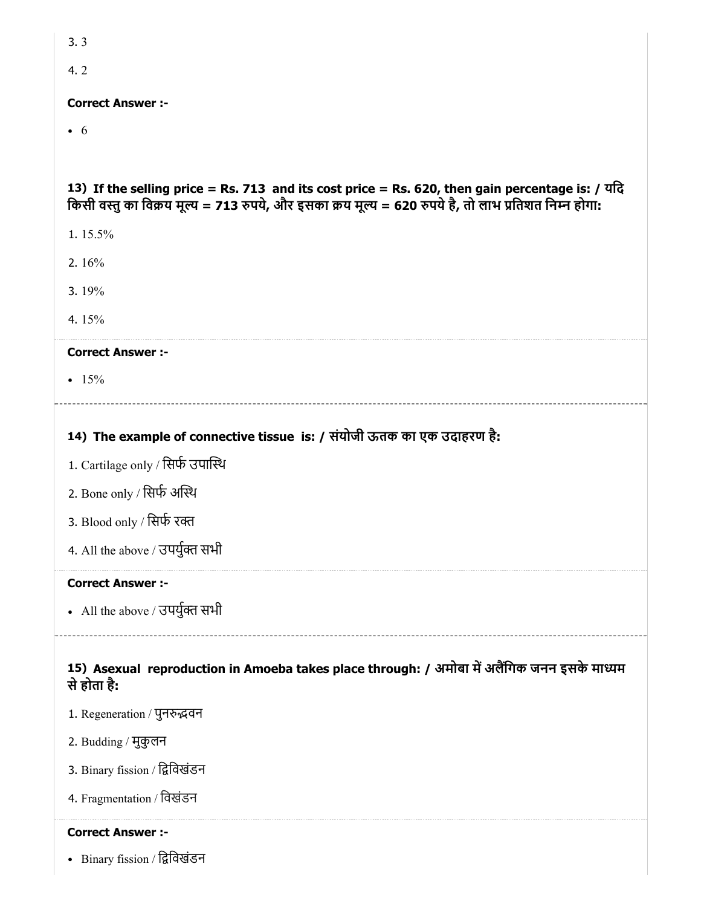3. 3

4. 2

**Correct Answer :-**

- 6

**13) If the selling price = Rs. 713 and its cost price = Rs. 620, then gain percentage is: / यदि किसी वस्तु का विक्रय मूल्य = 713 रुपये, और इसका क्रय मूल्य = 620 रुपये है, तो लाभ प्रतिशत निम्न होगा:**

1. 15.5%

2. 16%

3. 19%

4. 15%

**Correct Answer :-**

- 15%

---

**14) The example of connective tissue is: / संयोजी ऊतक का एक उदाहरण है:**

1. Cartilage only / सिर्फ उपास्थि

2. Bone only / सिर्फ अस्थि

3. Blood only / सिर्फ रक्त

4. All the above / उपर्युक्त सभी

**Correct Answer :-**

- All the above / उपर्युक्त सभी

---

**15) Asexual reproduction in Amoeba takes place through: / अमोबा में अलैंगिक जनन इसके माध्यम से होता है:**

1. Regeneration / पुनरुद्भवन

2. Budding / मुकुलन

3. Binary fission / द्विविखंडन

4. Fragmentation / विखंडन

**Correct Answer :-**

- Binary fission / द्विविखंडन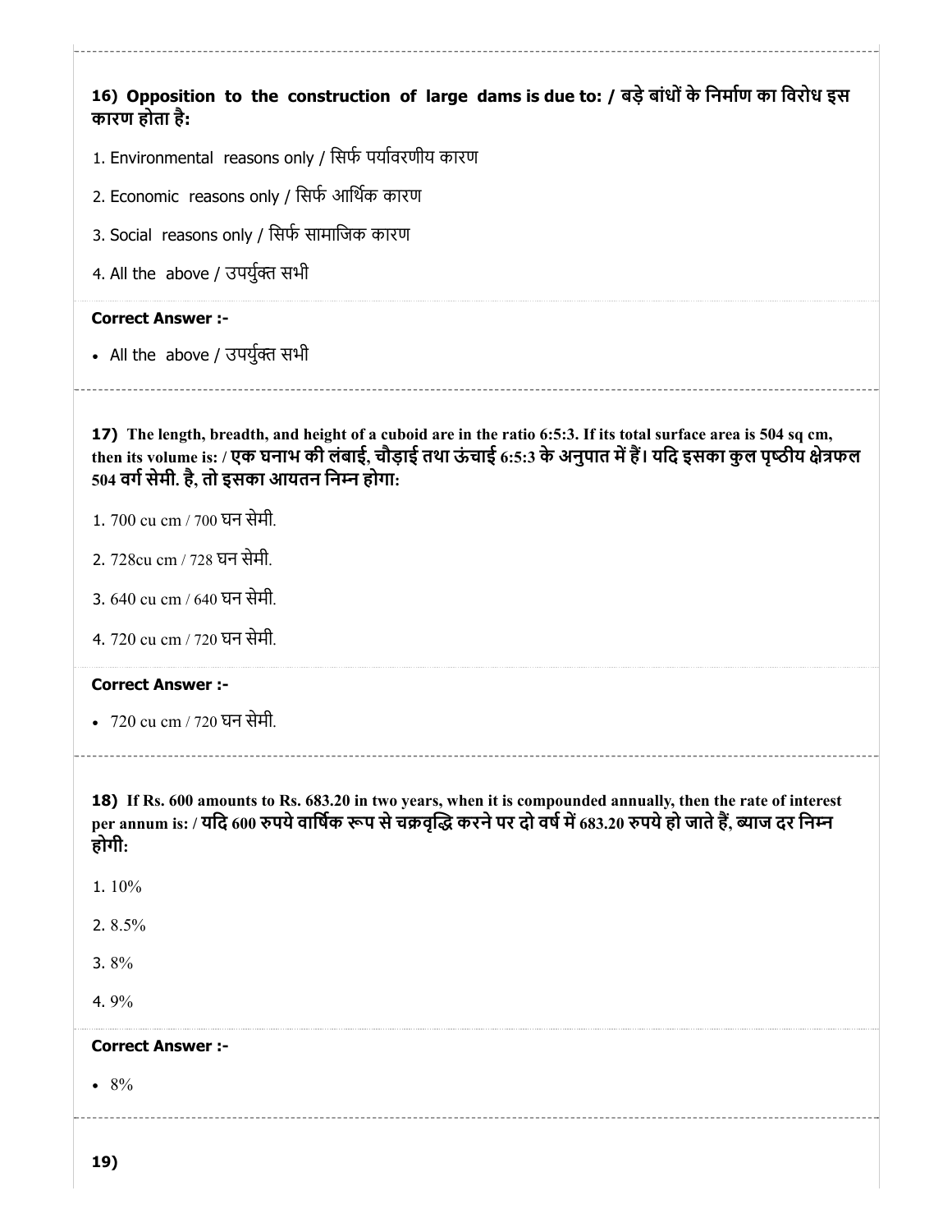**16) Opposition to the construction of large dams is due to: / बड़े बांधों के निर्माण का विरोध इस कारण होता है:**

1. Environmental reasons only / सिर्फ पर्यावरणीय कारण
2. Economic reasons only / सिर्फ आर्थिक कारण
3. Social reasons only / सिर्फ सामाजिक कारण
4. All the above / उपर्युक्त सभी

**Correct Answer :-**

- All the above / उपर्युक्त सभी

---

**17) The length, breadth, and height of a cuboid are in the ratio 6:5:3. If its total surface area is 504 sq cm, then its volume is: / एक घनाभ की लंबाई, चौड़ाई तथा ऊंचाई 6:5:3 के अनुपात में हैं। यदि इसका कुल पृष्ठीय क्षेत्रफल 504 वर्ग सेमी. है, तो इसका आयतन निम्न होगा:**

1. 700 cu cm / 700 घन सेमी.
2. 728cu cm / 728 घन सेमी.
3. 640 cu cm / 640 घन सेमी.
4. 720 cu cm / 720 घन सेमी.

**Correct Answer :-**

- 720 cu cm / 720 घन सेमी.

---

**18) If Rs. 600 amounts to Rs. 683.20 in two years, when it is compounded annually, then the rate of interest per annum is: / यदि 600 रुपये वार्षिक रूप से चक्रवृद्धि करने पर दो वर्ष में 683.20 रुपये हो जाते हैं, ब्याज दर निम्न होगी:**

1. 10%
2. 8.5%
3. 8%
4. 9%

**Correct Answer :-**

- 8%

---

**19)**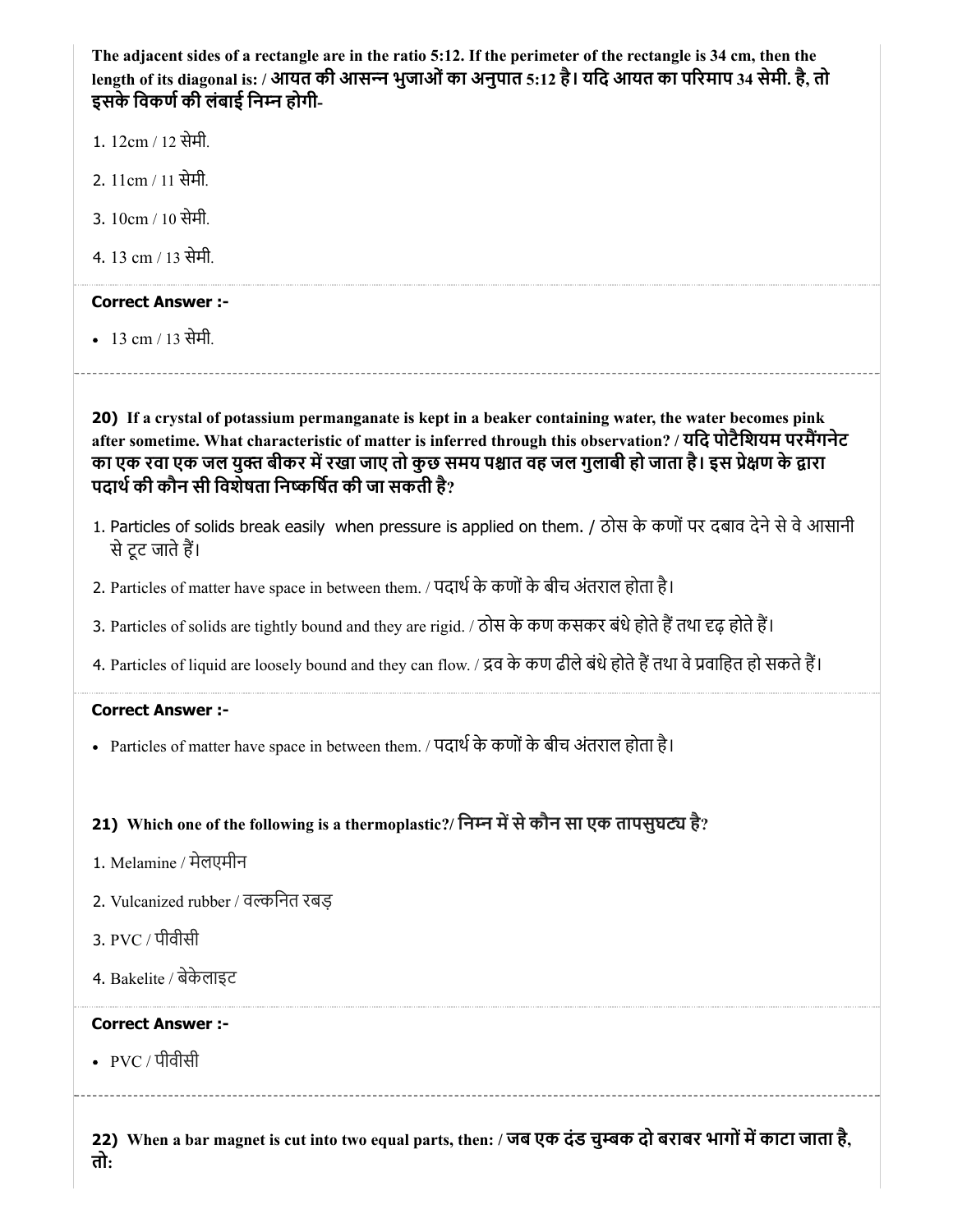**The adjacent sides of a rectangle are in the ratio 5:12. If the perimeter of the rectangle is 34 cm, then the length of its diagonal is: / आयत की आसन्न भुजाओं का अनुपात 5:12 है। यदि आयत का परिमाप 34 सेमी. है, तो इसके विकर्ण की लंबाई निम्न होगी-**

1. 12cm / 12 सेमी.
2. 11cm / 11 सेमी.
3. 10cm / 10 सेमी.
4. 13 cm / 13 सेमी.

**Correct Answer :-**

- 13 cm / 13 सेमी.

---

**20) If a crystal of potassium permanganate is kept in a beaker containing water, the water becomes pink after sometime. What characteristic of matter is inferred through this observation? / यदि पोटैशियम परमैंगनेट का एक रवा एक जल युक्त बीकर में रखा जाए तो कुछ समय पश्चात वह जल गुलाबी हो जाता है। इस प्रेक्षण के द्वारा पदार्थ की कौन सी विशेषता निष्कर्षित की जा सकती है?**

1. Particles of solids break easily when pressure is applied on them. / ठोस के कणों पर दबाव देने से वे आसानी से टूट जाते हैं।
2. Particles of matter have space in between them. / पदार्थ के कणों के बीच अंतराल होता है।
3. Particles of solids are tightly bound and they are rigid. / ठोस के कण कसकर बंधे होते हैं तथा दृढ़ होते हैं।
4. Particles of liquid are loosely bound and they can flow. / द्रव के कण ढीले बंधे होते हैं तथा वे प्रवाहित हो सकते हैं।

**Correct Answer :-**

- Particles of matter have space in between them. / पदार्थ के कणों के बीच अंतराल होता है।

**21) Which one of the following is a thermoplastic?/ निम्न में से कौन सा एक तापसुघट्य है?**

1. Melamine / मेलएमीन
2. Vulcanized rubber / वल्कनित रबड़
3. PVC / पीवीसी
4. Bakelite / बेकेलाइट

**Correct Answer :-**

- PVC / पीवीसी

---

**22) When a bar magnet is cut into two equal parts, then: / जब एक दंड चुम्बक दो बराबर भागों में काटा जाता है, तो:**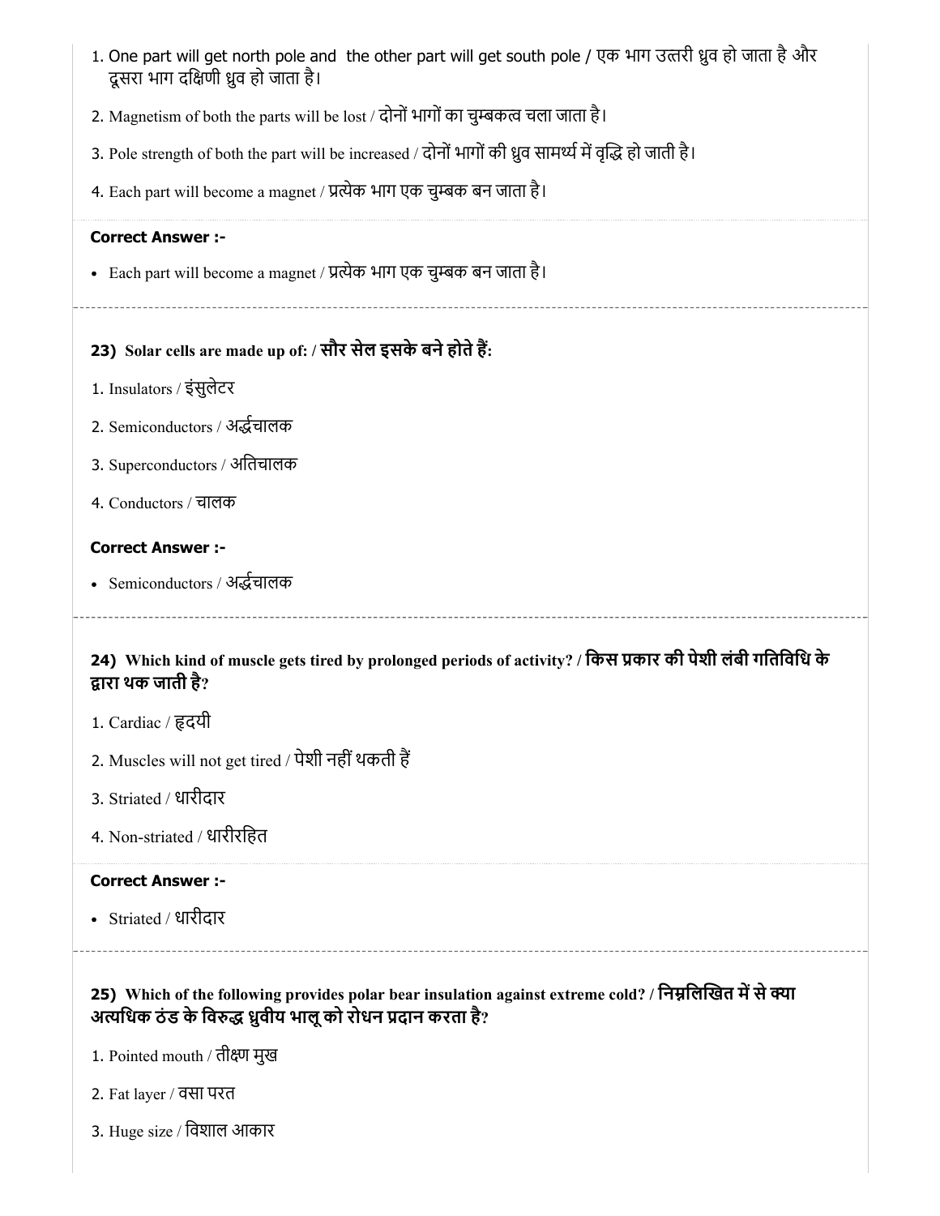1. One part will get north pole and the other part will get south pole / एक भाग उत्तरी ध्रुव हो जाता है और दूसरा भाग दक्षिणी ध्रुव हो जाता है।
2. Magnetism of both the parts will be lost / दोनों भागों का चुम्बकत्व चला जाता है।
3. Pole strength of both the part will be increased / दोनों भागों की ध्रुव सामर्थ्य में वृद्धि हो जाती है।
4. Each part will become a magnet / प्रत्येक भाग एक चुम्बक बन जाता है।

**Correct Answer :-**

- Each part will become a magnet / प्रत्येक भाग एक चुम्बक बन जाता है।

---

**23) Solar cells are made up of: / सौर सेल इसके बने होते हैं:**

1. Insulators / इंसुलेटर
2. Semiconductors / अर्द्धचालक
3. Superconductors / अतिचालक
4. Conductors / चालक

**Correct Answer :-**

- Semiconductors / अर्द्धचालक

---

**24) Which kind of muscle gets tired by prolonged periods of activity? / किस प्रकार की पेशी लंबी गतिविधि के द्वारा थक जाती है?**

1. Cardiac / हृदयी
2. Muscles will not get tired / पेशी नहीं थकती हैं
3. Striated / धारीदार
4. Non-striated / धारीरहित

**Correct Answer :-**

- Striated / धारीदार

---

**25) Which of the following provides polar bear insulation against extreme cold? / निम्नलिखित में से क्या अत्यधिक ठंड के विरुद्ध ध्रुवीय भालू को रोधन प्रदान करता है?**

1. Pointed mouth / तीक्ष्ण मुख
2. Fat layer / वसा परत
3. Huge size / विशाल आकार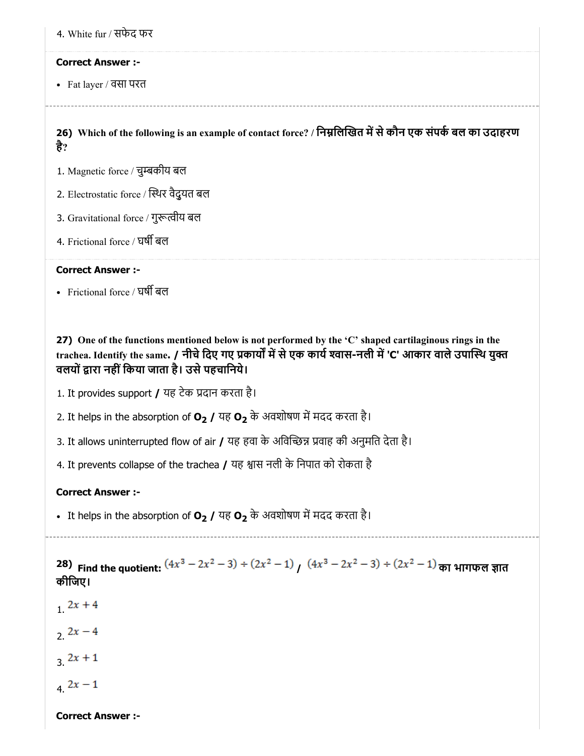4. White fur / सफेद फर

**Correct Answer :-**

- Fat layer / वसा परत

**26) Which of the following is an example of contact force? / निम्नलिखित में से कौन एक संपर्क बल का उदाहरण है?**

1. Magnetic force / चुम्बकीय बल
2. Electrostatic force / स्थिर वैद्युत बल
3. Gravitational force / गुरूत्वीय बल
4. Frictional force / घर्षी बल

**Correct Answer :-**

- Frictional force / घर्षी बल

**27) One of the functions mentioned below is not performed by the 'C' shaped cartilaginous rings in the trachea. Identify the same. / नीचे दिए गए प्रकार्यों में से एक कार्य श्वास-नली में 'C' आकार वाले उपास्थि युक्त वलयों द्वारा नहीं किया जाता है। उसे पहचानिये।**

1. It provides support **/** यह टेक प्रदान करता है।
2. It helps in the absorption of $O_2$ **/** यह $O_2$ के अवशोषण में मदद करता है।
3. It allows uninterrupted flow of air **/** यह हवा के अविच्छिन्न प्रवाह की अनुमति देता है।
4. It prevents collapse of the trachea **/** यह श्वास नली के निपात को रोकता है

**Correct Answer :-**

- It helps in the absorption of $O_2$ **/** यह $O_2$ के अवशोषण में मदद करता है।

**28) Find the quotient: $(4x^3 - 2x^2 - 3) \div (2x^2 - 1)$ / $(4x^3 - 2x^2 - 3) \div (2x^2 - 1)$ का भागफल ज्ञात कीजिए।**

1. $2x + 4$
2. $2x - 4$
3. $2x + 1$
4. $2x - 1$

**Correct Answer :-**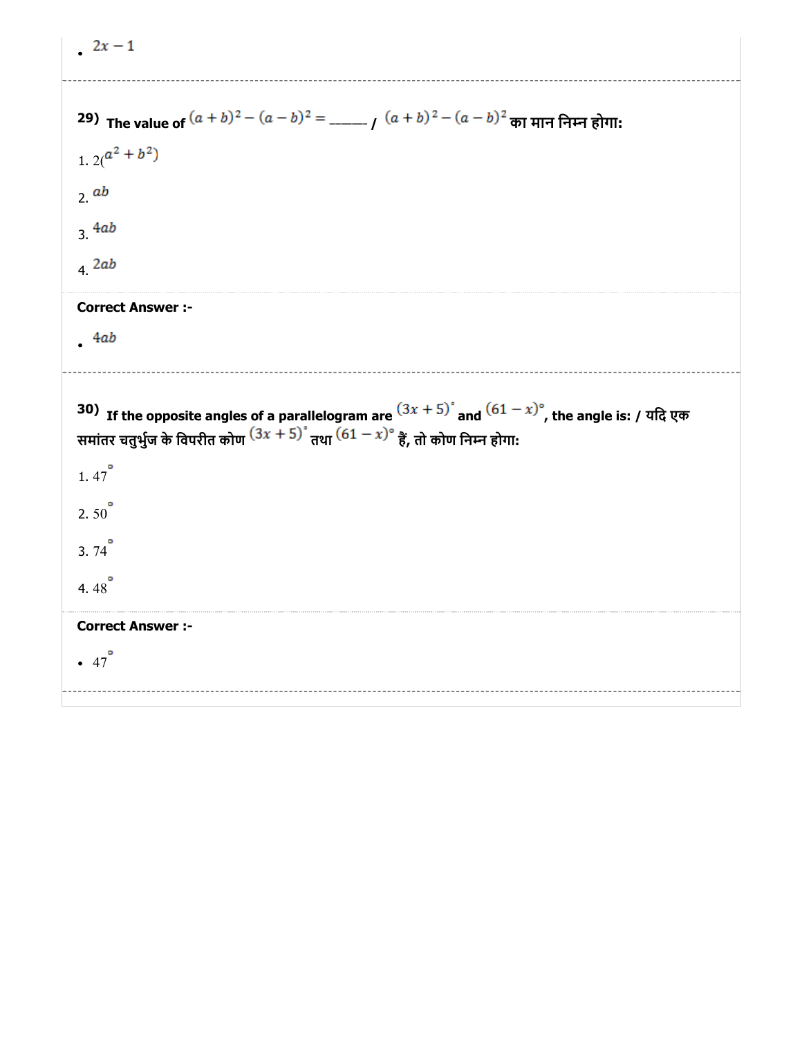- $2x-1$

---

**29)** **The value of** $(a+b)^2-(a-b)^2=$ ______ / $(a+b)^2-(a-b)^2$ **का मान निम्न होगा:**

1. $2(a^2+b^2)$

2. $ab$

3. $4ab$

4. $2ab$

**Correct Answer :-**

- $4ab$

---

**30)** **If the opposite angles of a parallelogram are** $(3x+5)^\circ$ **and** $(61-x)^\circ$**, the angle is: / यदि एक समांतर चतुर्भुज के विपरीत कोण** $(3x+5)^\circ$ **तथा** $(61-x)^\circ$ **हैं, तो कोण निम्न होगा:**

1. $47^\circ$

2. $50^\circ$

3. $74^\circ$

4. $48^\circ$

**Correct Answer :-**

- $47^\circ$